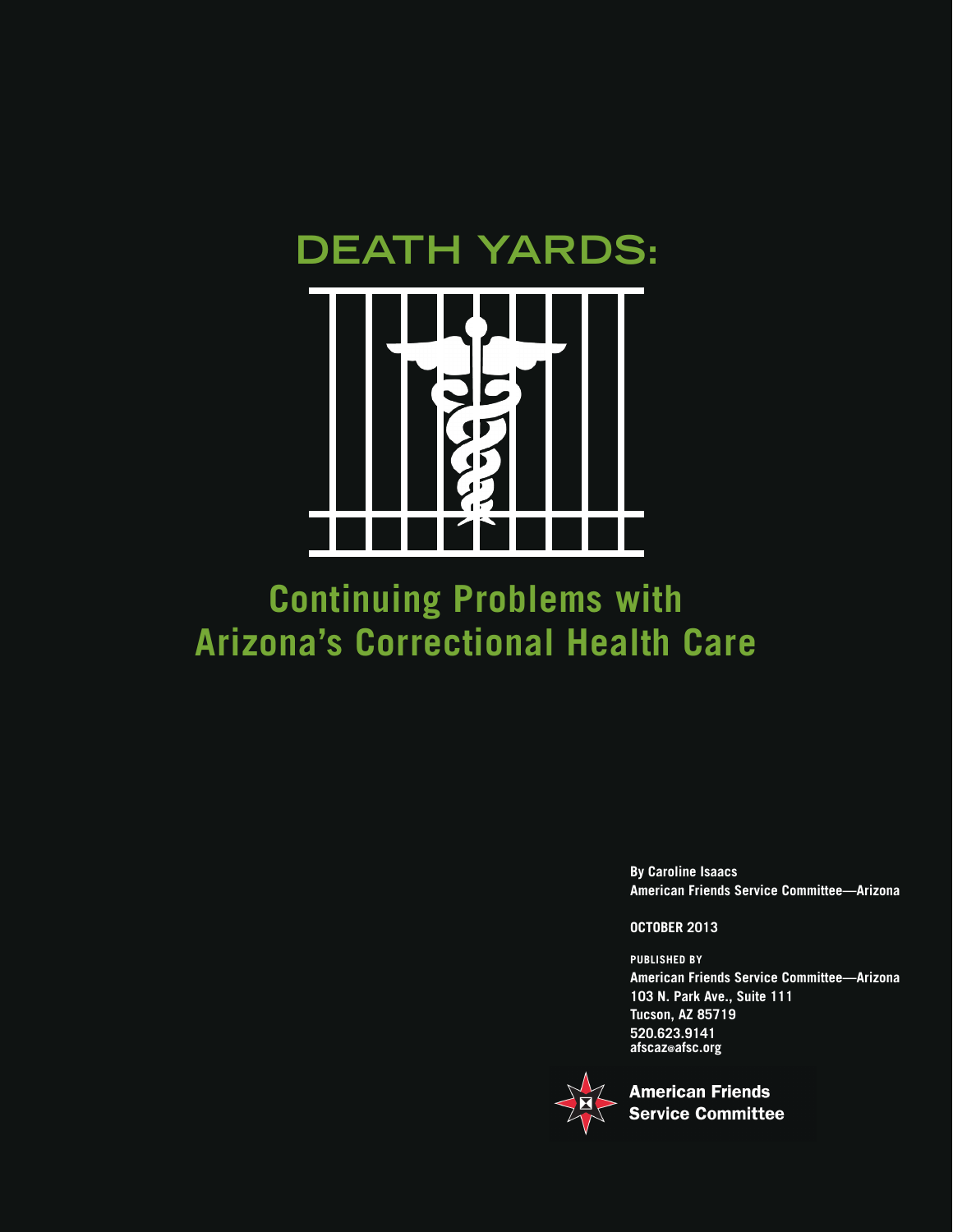# DEATH YARDS:

## Continuing Problems with Arizona's Correctional Health Care

**By Caroline Isaacs**
**American Friends Service Committee—Arizona**

**OCTOBER 2013**

**PUBLISHED BY**
**American Friends Service Committee—Arizona**
**103 N. Park Ave., Suite 111**
**Tucson, AZ 85719**
**520.623.9141**
**afscaz@afsc.org**

**American Friends Service Committee**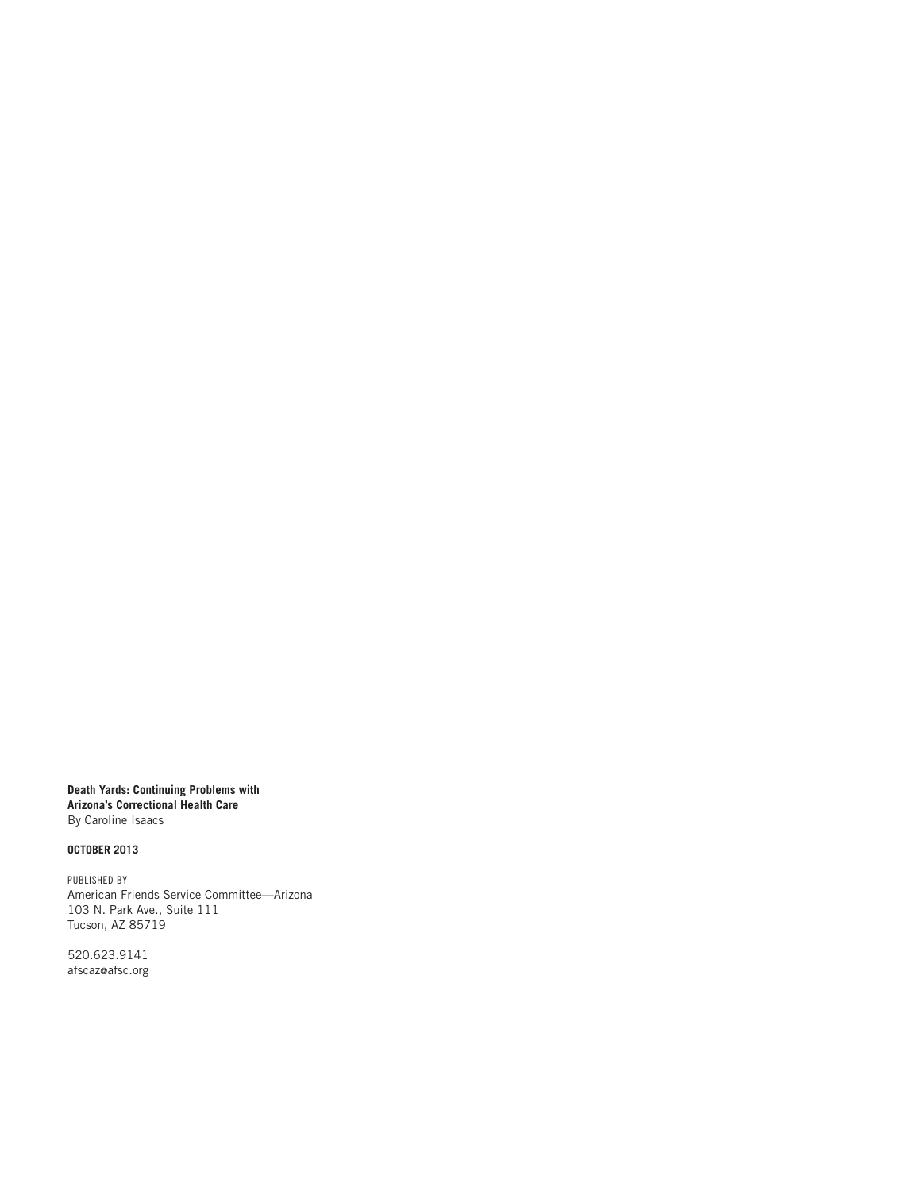**Death Yards: Continuing Problems with Arizona's Correctional Health Care**
By Caroline Isaacs

**OCTOBER 2013**

PUBLISHED BY
American Friends Service Committee—Arizona
103 N. Park Ave., Suite 111
Tucson, AZ 85719

520.623.9141
afscaz@afsc.org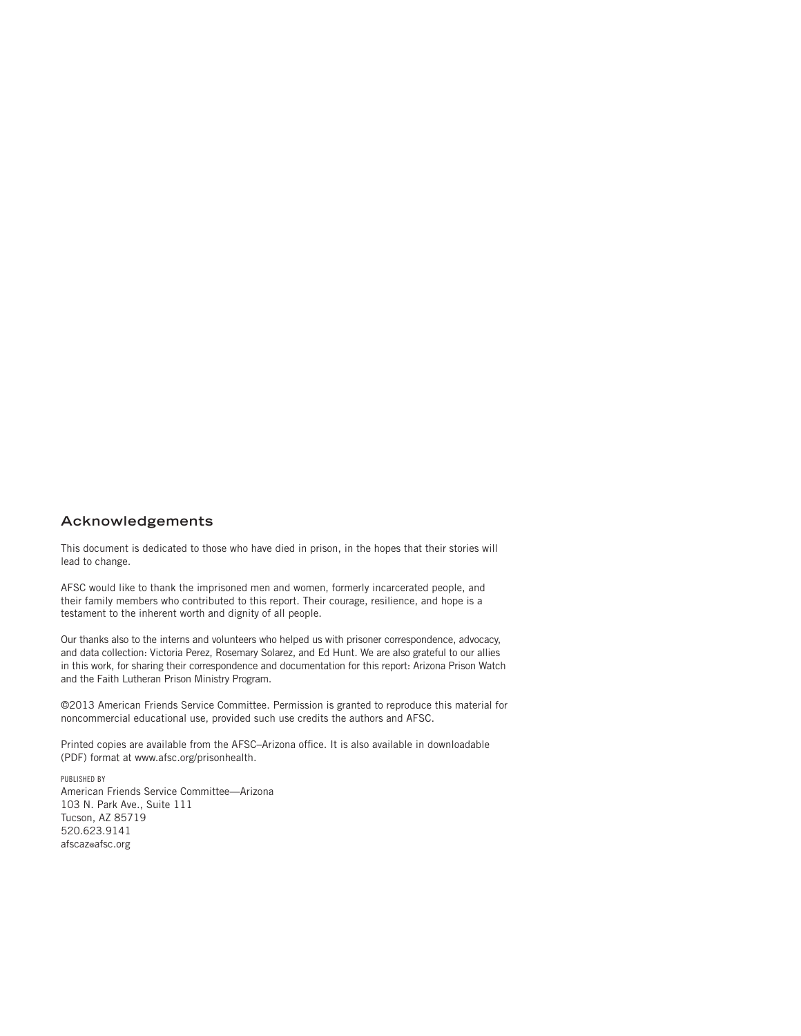## Acknowledgements

This document is dedicated to those who have died in prison, in the hopes that their stories will lead to change.

AFSC would like to thank the imprisoned men and women, formerly incarcerated people, and their family members who contributed to this report. Their courage, resilience, and hope is a testament to the inherent worth and dignity of all people.

Our thanks also to the interns and volunteers who helped us with prisoner correspondence, advocacy, and data collection: Victoria Perez, Rosemary Solarez, and Ed Hunt. We are also grateful to our allies in this work, for sharing their correspondence and documentation for this report: Arizona Prison Watch and the Faith Lutheran Prison Ministry Program.

©2013 American Friends Service Committee. Permission is granted to reproduce this material for noncommercial educational use, provided such use credits the authors and AFSC.

Printed copies are available from the AFSC–Arizona office. It is also available in downloadable (PDF) format at www.afsc.org/prisonhealth.

PUBLISHED BY
American Friends Service Committee—Arizona
103 N. Park Ave., Suite 111
Tucson, AZ 85719
520.623.9141
afscaz@afsc.org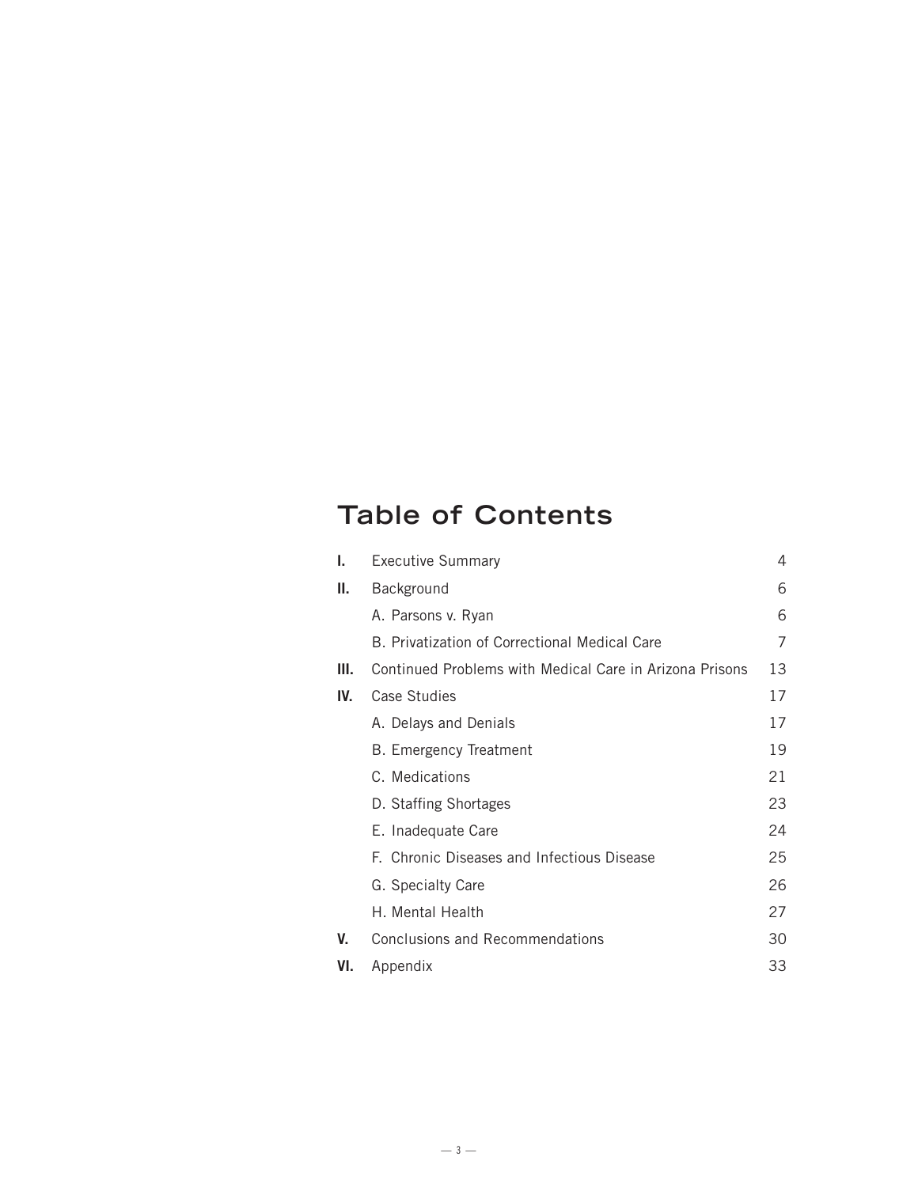# Table of Contents

| | | |
|---|---|---|
| **I.** | Executive Summary | 4 |
| **II.** | Background | 6 |
| | A. Parsons v. Ryan | 6 |
| | B. Privatization of Correctional Medical Care | 7 |
| **III.** | Continued Problems with Medical Care in Arizona Prisons | 13 |
| **IV.** | Case Studies | 17 |
| | A. Delays and Denials | 17 |
| | B. Emergency Treatment | 19 |
| | C. Medications | 21 |
| | D. Staffing Shortages | 23 |
| | E. Inadequate Care | 24 |
| | F. Chronic Diseases and Infectious Disease | 25 |
| | G. Specialty Care | 26 |
| | H. Mental Health | 27 |
| **V.** | Conclusions and Recommendations | 30 |
| **VI.** | Appendix | 33 |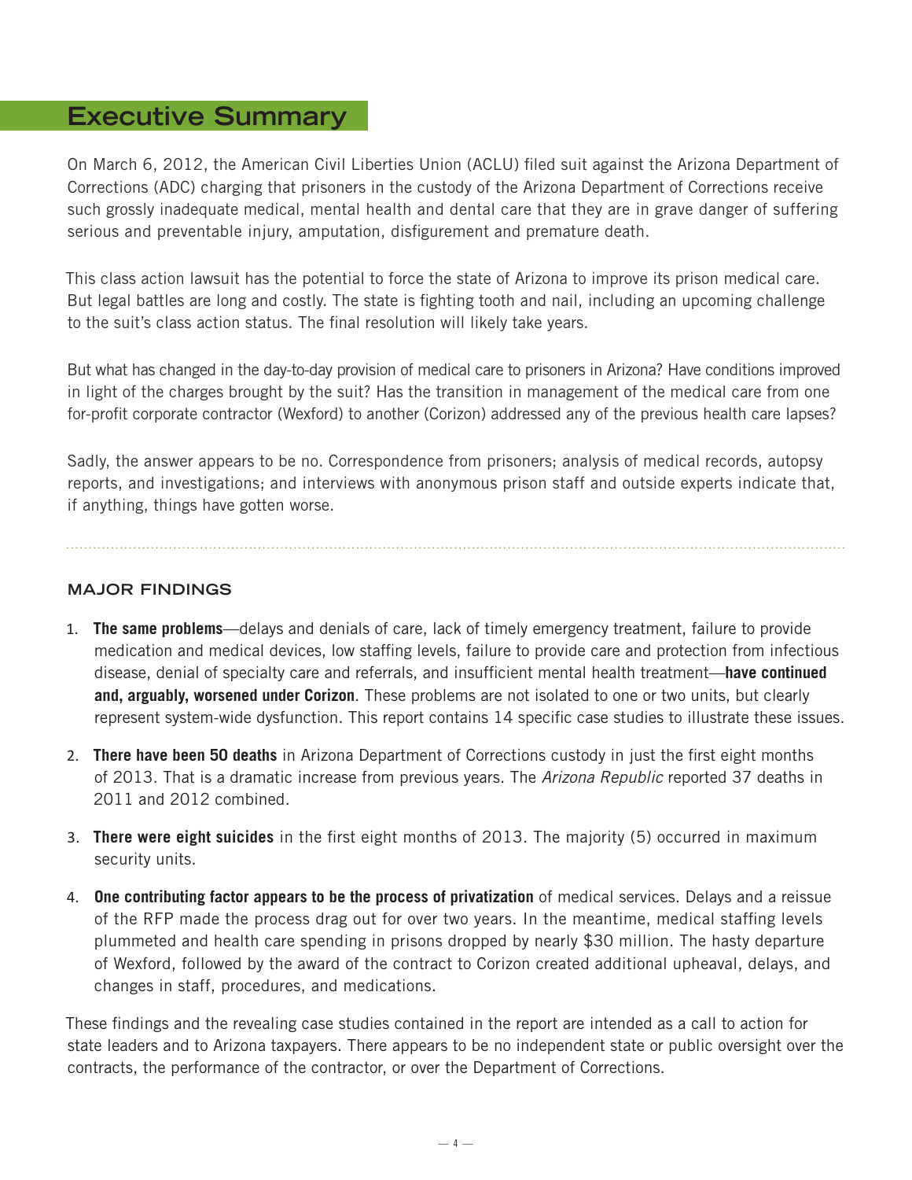# Executive Summary

On March 6, 2012, the American Civil Liberties Union (ACLU) filed suit against the Arizona Department of Corrections (ADC) charging that prisoners in the custody of the Arizona Department of Corrections receive such grossly inadequate medical, mental health and dental care that they are in grave danger of suffering serious and preventable injury, amputation, disfigurement and premature death.

This class action lawsuit has the potential to force the state of Arizona to improve its prison medical care. But legal battles are long and costly. The state is fighting tooth and nail, including an upcoming challenge to the suit's class action status. The final resolution will likely take years.

But what has changed in the day-to-day provision of medical care to prisoners in Arizona? Have conditions improved in light of the charges brought by the suit? Has the transition in management of the medical care from one for-profit corporate contractor (Wexford) to another (Corizon) addressed any of the previous health care lapses?

Sadly, the answer appears to be no. Correspondence from prisoners; analysis of medical records, autopsy reports, and investigations; and interviews with anonymous prison staff and outside experts indicate that, if anything, things have gotten worse.

## MAJOR FINDINGS

1. **The same problems**—delays and denials of care, lack of timely emergency treatment, failure to provide medication and medical devices, low staffing levels, failure to provide care and protection from infectious disease, denial of specialty care and referrals, and insufficient mental health treatment—**have continued and, arguably, worsened under Corizon**. These problems are not isolated to one or two units, but clearly represent system-wide dysfunction. This report contains 14 specific case studies to illustrate these issues.
2. **There have been 50 deaths** in Arizona Department of Corrections custody in just the first eight months of 2013. That is a dramatic increase from previous years. The *Arizona Republic* reported 37 deaths in 2011 and 2012 combined.
3. **There were eight suicides** in the first eight months of 2013. The majority (5) occurred in maximum security units.
4. **One contributing factor appears to be the process of privatization** of medical services. Delays and a reissue of the RFP made the process drag out for over two years. In the meantime, medical staffing levels plummeted and health care spending in prisons dropped by nearly $30 million. The hasty departure of Wexford, followed by the award of the contract to Corizon created additional upheaval, delays, and changes in staff, procedures, and medications.

These findings and the revealing case studies contained in the report are intended as a call to action for state leaders and to Arizona taxpayers. There appears to be no independent state or public oversight over the contracts, the performance of the contractor, or over the Department of Corrections.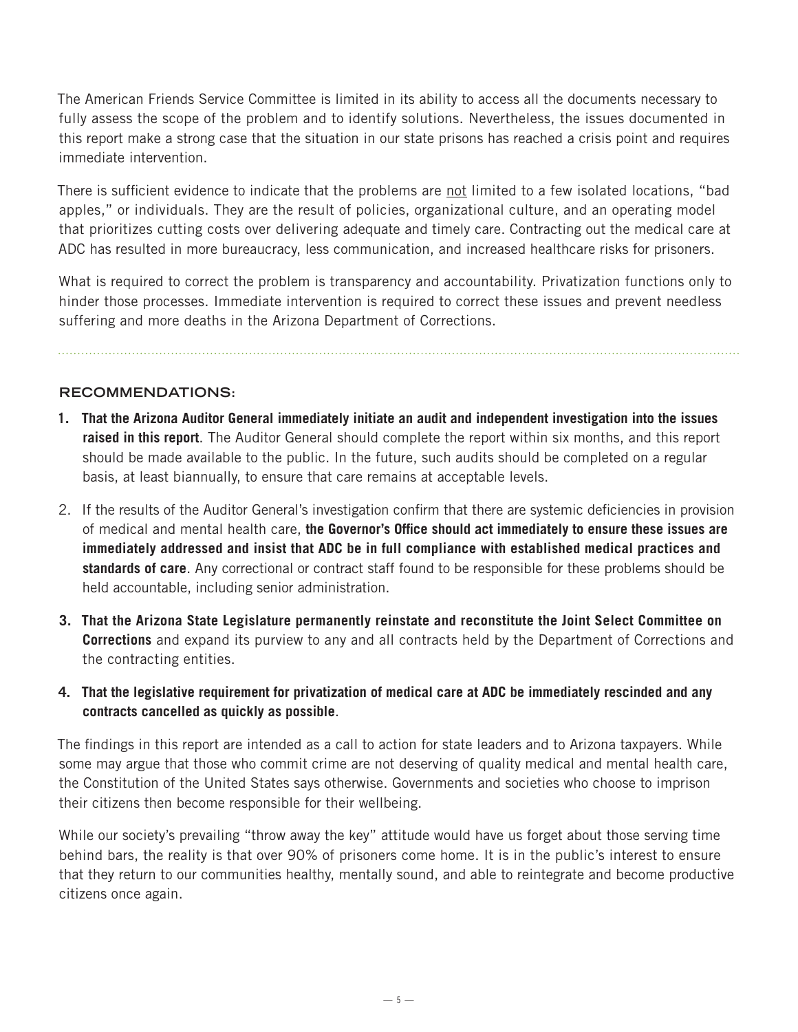The American Friends Service Committee is limited in its ability to access all the documents necessary to fully assess the scope of the problem and to identify solutions. Nevertheless, the issues documented in this report make a strong case that the situation in our state prisons has reached a crisis point and requires immediate intervention.

There is sufficient evidence to indicate that the problems are not limited to a few isolated locations, "bad apples," or individuals. They are the result of policies, organizational culture, and an operating model that prioritizes cutting costs over delivering adequate and timely care. Contracting out the medical care at ADC has resulted in more bureaucracy, less communication, and increased healthcare risks for prisoners.

What is required to correct the problem is transparency and accountability. Privatization functions only to hinder those processes. Immediate intervention is required to correct these issues and prevent needless suffering and more deaths in the Arizona Department of Corrections.

## RECOMMENDATIONS:

1. **That the Arizona Auditor General immediately initiate an audit and independent investigation into the issues raised in this report**. The Auditor General should complete the report within six months, and this report should be made available to the public. In the future, such audits should be completed on a regular basis, at least biannually, to ensure that care remains at acceptable levels.
2. If the results of the Auditor General's investigation confirm that there are systemic deficiencies in provision of medical and mental health care, **the Governor's Office should act immediately to ensure these issues are immediately addressed and insist that ADC be in full compliance with established medical practices and standards of care**. Any correctional or contract staff found to be responsible for these problems should be held accountable, including senior administration.
3. **That the Arizona State Legislature permanently reinstate and reconstitute the Joint Select Committee on Corrections** and expand its purview to any and all contracts held by the Department of Corrections and the contracting entities.
4. **That the legislative requirement for privatization of medical care at ADC be immediately rescinded and any contracts cancelled as quickly as possible**.

The findings in this report are intended as a call to action for state leaders and to Arizona taxpayers. While some may argue that those who commit crime are not deserving of quality medical and mental health care, the Constitution of the United States says otherwise. Governments and societies who choose to imprison their citizens then become responsible for their wellbeing.

While our society's prevailing "throw away the key" attitude would have us forget about those serving time behind bars, the reality is that over 90% of prisoners come home. It is in the public's interest to ensure that they return to our communities healthy, mentally sound, and able to reintegrate and become productive citizens once again.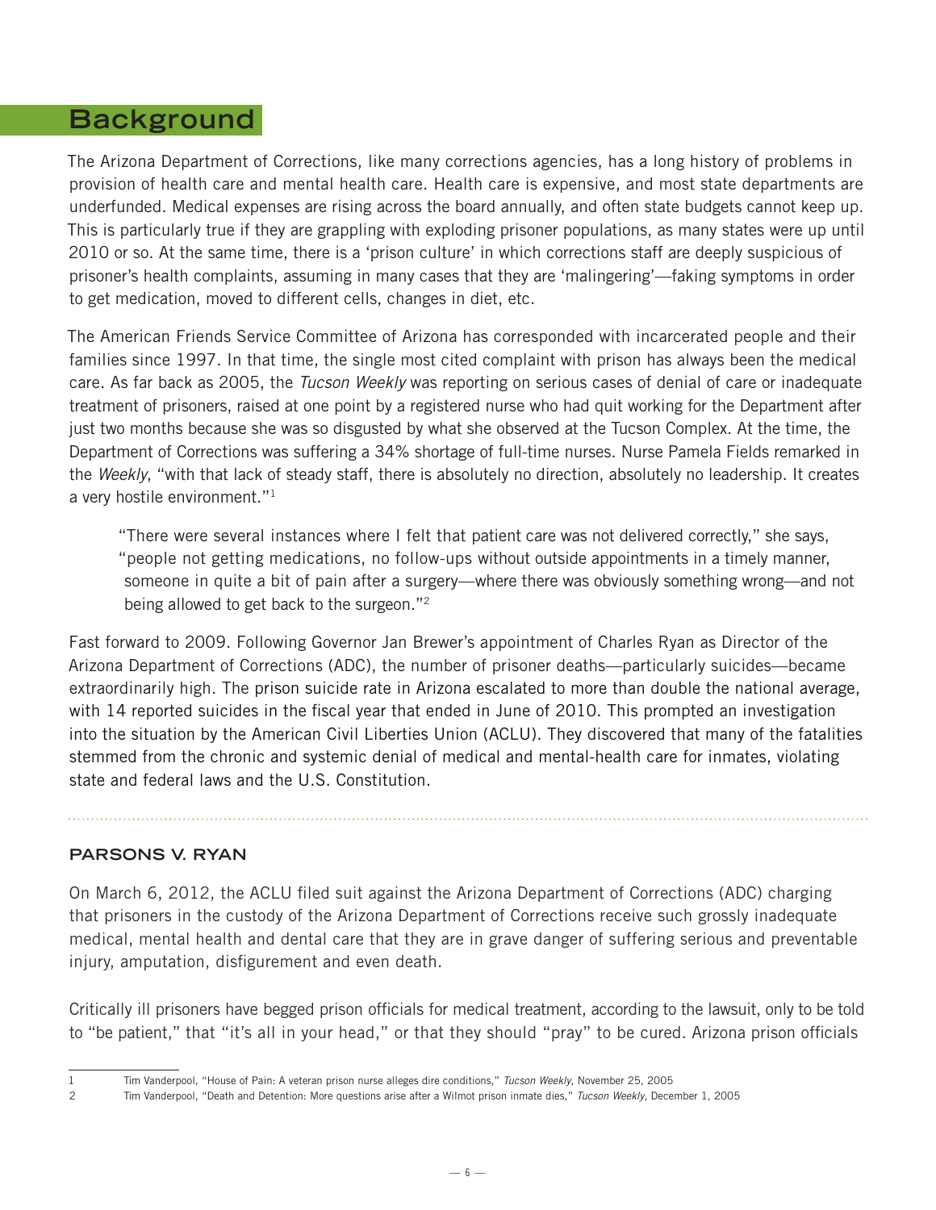## Background

The Arizona Department of Corrections, like many corrections agencies, has a long history of problems in provision of health care and mental health care. Health care is expensive, and most state departments are underfunded. Medical expenses are rising across the board annually, and often state budgets cannot keep up. This is particularly true if they are grappling with exploding prisoner populations, as many states were up until 2010 or so. At the same time, there is a 'prison culture' in which corrections staff are deeply suspicious of prisoner's health complaints, assuming in many cases that they are 'malingering'—faking symptoms in order to get medication, moved to different cells, changes in diet, etc.

The American Friends Service Committee of Arizona has corresponded with incarcerated people and their families since 1997. In that time, the single most cited complaint with prison has always been the medical care. As far back as 2005, the *Tucson Weekly* was reporting on serious cases of denial of care or inadequate treatment of prisoners, raised at one point by a registered nurse who had quit working for the Department after just two months because she was so disgusted by what she observed at the Tucson Complex. At the time, the Department of Corrections was suffering a 34% shortage of full-time nurses. Nurse Pamela Fields remarked in the *Weekly*, "with that lack of steady staff, there is absolutely no direction, absolutely no leadership. It creates a very hostile environment."[1]

> "There were several instances where I felt that patient care was not delivered correctly," she says, "people not getting medications, no follow-ups without outside appointments in a timely manner, someone in quite a bit of pain after a surgery—where there was obviously something wrong—and not being allowed to get back to the surgeon."[2]

Fast forward to 2009. Following Governor Jan Brewer's appointment of Charles Ryan as Director of the Arizona Department of Corrections (ADC), the number of prisoner deaths—particularly suicides—became extraordinarily high. The prison suicide rate in Arizona escalated to more than double the national average, with 14 reported suicides in the fiscal year that ended in June of 2010. This prompted an investigation into the situation by the American Civil Liberties Union (ACLU). They discovered that many of the fatalities stemmed from the chronic and systemic denial of medical and mental-health care for inmates, violating state and federal laws and the U.S. Constitution.

### PARSONS V. RYAN

On March 6, 2012, the ACLU filed suit against the Arizona Department of Corrections (ADC) charging that prisoners in the custody of the Arizona Department of Corrections receive such grossly inadequate medical, mental health and dental care that they are in grave danger of suffering serious and preventable injury, amputation, disfigurement and even death.

Critically ill prisoners have begged prison officials for medical treatment, according to the lawsuit, only to be told to "be patient," that "it's all in your head," or that they should "pray" to be cured. Arizona prison officials

---

1 Tim Vanderpool, "House of Pain: A veteran prison nurse alleges dire conditions," *Tucson Weekly*, November 25, 2005

2 Tim Vanderpool, "Death and Detention: More questions arise after a Wilmot prison inmate dies," *Tucson Weekly*, December 1, 2005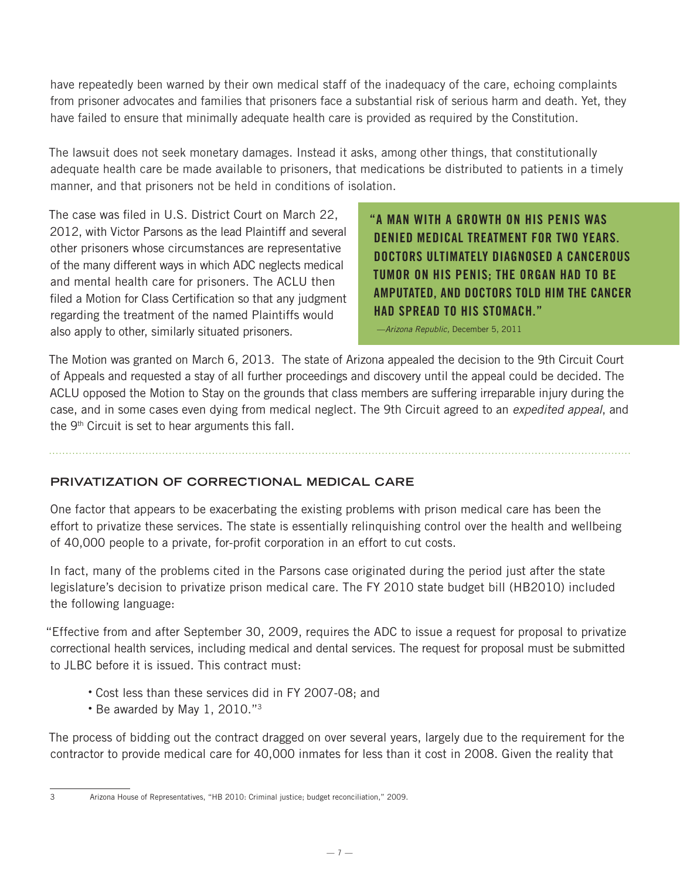have repeatedly been warned by their own medical staff of the inadequacy of the care, echoing complaints from prisoner advocates and families that prisoners face a substantial risk of serious harm and death. Yet, they have failed to ensure that minimally adequate health care is provided as required by the Constitution.

The lawsuit does not seek monetary damages. Instead it asks, among other things, that constitutionally adequate health care be made available to prisoners, that medications be distributed to patients in a timely manner, and that prisoners not be held in conditions of isolation.

The case was filed in U.S. District Court on March 22, 2012, with Victor Parsons as the lead Plaintiff and several other prisoners whose circumstances are representative of the many different ways in which ADC neglects medical and mental health care for prisoners. The ACLU then filed a Motion for Class Certification so that any judgment regarding the treatment of the named Plaintiffs would also apply to other, similarly situated prisoners.

> **"A MAN WITH A GROWTH ON HIS PENIS WAS DENIED MEDICAL TREATMENT FOR TWO YEARS. DOCTORS ULTIMATELY DIAGNOSED A CANCEROUS TUMOR ON HIS PENIS; THE ORGAN HAD TO BE AMPUTATED, AND DOCTORS TOLD HIM THE CANCER HAD SPREAD TO HIS STOMACH."**
>
> —*Arizona Republic,* December 5, 2011

The Motion was granted on March 6, 2013. The state of Arizona appealed the decision to the 9th Circuit Court of Appeals and requested a stay of all further proceedings and discovery until the appeal could be decided. The ACLU opposed the Motion to Stay on the grounds that class members are suffering irreparable injury during the case, and in some cases even dying from medical neglect. The 9th Circuit agreed to an *expedited appeal*, and the 9th Circuit is set to hear arguments this fall.

## PRIVATIZATION OF CORRECTIONAL MEDICAL CARE

One factor that appears to be exacerbating the existing problems with prison medical care has been the effort to privatize these services. The state is essentially relinquishing control over the health and wellbeing of 40,000 people to a private, for-profit corporation in an effort to cut costs.

In fact, many of the problems cited in the Parsons case originated during the period just after the state legislature's decision to privatize prison medical care. The FY 2010 state budget bill (HB2010) included the following language:

"Effective from and after September 30, 2009, requires the ADC to issue a request for proposal to privatize correctional health services, including medical and dental services. The request for proposal must be submitted to JLBC before it is issued. This contract must:

- Cost less than these services did in FY 2007-08; and
- Be awarded by May 1, 2010."[3]

The process of bidding out the contract dragged on over several years, largely due to the requirement for the contractor to provide medical care for 40,000 inmates for less than it cost in 2008. Given the reality that

3 Arizona House of Representatives, "HB 2010: Criminal justice; budget reconciliation," 2009.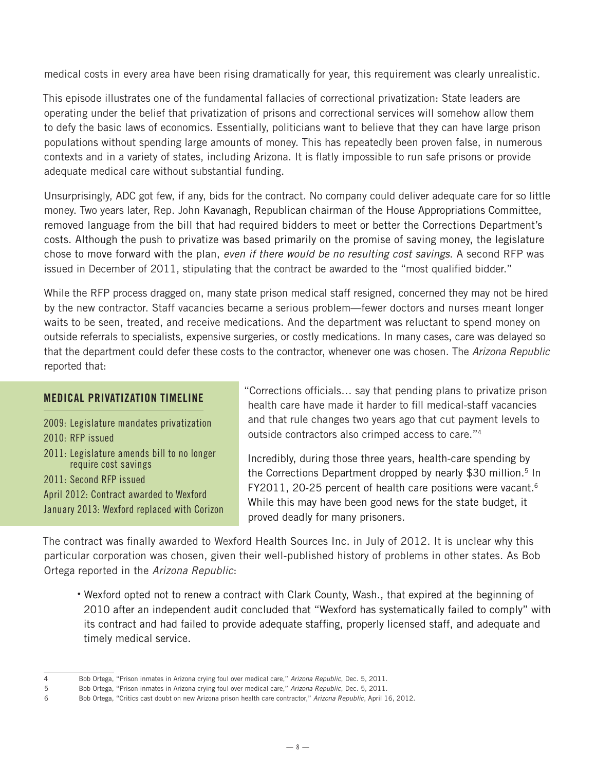medical costs in every area have been rising dramatically for year, this requirement was clearly unrealistic.

This episode illustrates one of the fundamental fallacies of correctional privatization: State leaders are operating under the belief that privatization of prisons and correctional services will somehow allow them to defy the basic laws of economics. Essentially, politicians want to believe that they can have large prison populations without spending large amounts of money. This has repeatedly been proven false, in numerous contexts and in a variety of states, including Arizona. It is flatly impossible to run safe prisons or provide adequate medical care without substantial funding.

Unsurprisingly, ADC got few, if any, bids for the contract. No company could deliver adequate care for so little money. Two years later, Rep. John Kavanagh, Republican chairman of the House Appropriations Committee, removed language from the bill that had required bidders to meet or better the Corrections Department's costs. Although the push to privatize was based primarily on the promise of saving money, the legislature chose to move forward with the plan, *even if there would be no resulting cost savings*. A second RFP was issued in December of 2011, stipulating that the contract be awarded to the "most qualified bidder."

While the RFP process dragged on, many state prison medical staff resigned, concerned they may not be hired by the new contractor. Staff vacancies became a serious problem—fewer doctors and nurses meant longer waits to be seen, treated, and receive medications. And the department was reluctant to spend money on outside referrals to specialists, expensive surgeries, or costly medications. In many cases, care was delayed so that the department could defer these costs to the contractor, whenever one was chosen. The *Arizona Republic* reported that:

"Corrections officials… say that pending plans to privatize prison health care have made it harder to fill medical-staff vacancies and that rule changes two years ago that cut payment levels to outside contractors also crimped access to care."[4]

Incredibly, during those three years, health-care spending by the Corrections Department dropped by nearly $30 million.[5] In FY2011, 20-25 percent of health care positions were vacant.[6] While this may have been good news for the state budget, it proved deadly for many prisoners.

**MEDICAL PRIVATIZATION TIMELINE**

- 2009: Legislature mandates privatization
- 2010: RFP issued
- 2011: Legislature amends bill to no longer require cost savings
- 2011: Second RFP issued
- April 2012: Contract awarded to Wexford
- January 2013: Wexford replaced with Corizon

The contract was finally awarded to Wexford Health Sources Inc. in July of 2012. It is unclear why this particular corporation was chosen, given their well-published history of problems in other states. As Bob Ortega reported in the *Arizona Republic*:

- Wexford opted not to renew a contract with Clark County, Wash., that expired at the beginning of 2010 after an independent audit concluded that "Wexford has systematically failed to comply" with its contract and had failed to provide adequate staffing, properly licensed staff, and adequate and timely medical service.

---

4 Bob Ortega, "Prison inmates in Arizona crying foul over medical care," *Arizona Republic*, Dec. 5, 2011.

5 Bob Ortega, "Prison inmates in Arizona crying foul over medical care," *Arizona Republic*, Dec. 5, 2011.

6 Bob Ortega, "Critics cast doubt on new Arizona prison health care contractor," *Arizona Republic*, April 16, 2012.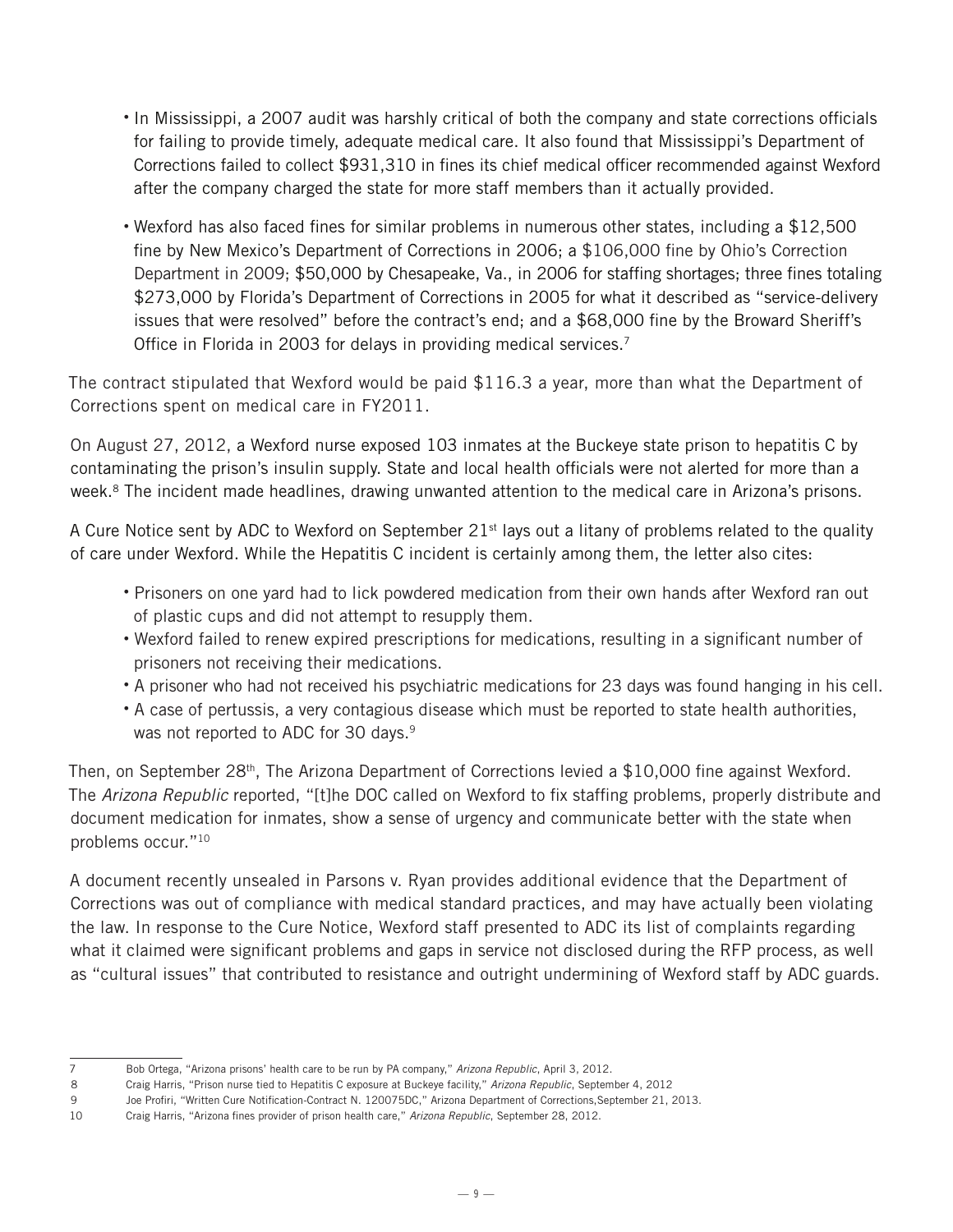- In Mississippi, a 2007 audit was harshly critical of both the company and state corrections officials for failing to provide timely, adequate medical care. It also found that Mississippi's Department of Corrections failed to collect $931,310 in fines its chief medical officer recommended against Wexford after the company charged the state for more staff members than it actually provided.
- Wexford has also faced fines for similar problems in numerous other states, including a $12,500 fine by New Mexico's Department of Corrections in 2006; a $106,000 fine by Ohio's Correction Department in 2009; $50,000 by Chesapeake, Va., in 2006 for staffing shortages; three fines totaling $273,000 by Florida's Department of Corrections in 2005 for what it described as "service-delivery issues that were resolved" before the contract's end; and a $68,000 fine by the Broward Sheriff's Office in Florida in 2003 for delays in providing medical services.[7]

The contract stipulated that Wexford would be paid $116.3 a year, more than what the Department of Corrections spent on medical care in FY2011.

On August 27, 2012, a Wexford nurse exposed 103 inmates at the Buckeye state prison to hepatitis C by contaminating the prison's insulin supply. State and local health officials were not alerted for more than a week.[8] The incident made headlines, drawing unwanted attention to the medical care in Arizona's prisons.

A Cure Notice sent by ADC to Wexford on September 21st lays out a litany of problems related to the quality of care under Wexford. While the Hepatitis C incident is certainly among them, the letter also cites:

- Prisoners on one yard had to lick powdered medication from their own hands after Wexford ran out of plastic cups and did not attempt to resupply them.
- Wexford failed to renew expired prescriptions for medications, resulting in a significant number of prisoners not receiving their medications.
- A prisoner who had not received his psychiatric medications for 23 days was found hanging in his cell.
- A case of pertussis, a very contagious disease which must be reported to state health authorities, was not reported to ADC for 30 days.[9]

Then, on September 28th, The Arizona Department of Corrections levied a $10,000 fine against Wexford. The *Arizona Republic* reported, "[t]he DOC called on Wexford to fix staffing problems, properly distribute and document medication for inmates, show a sense of urgency and communicate better with the state when problems occur."[10]

A document recently unsealed in Parsons v. Ryan provides additional evidence that the Department of Corrections was out of compliance with medical standard practices, and may have actually been violating the law. In response to the Cure Notice, Wexford staff presented to ADC its list of complaints regarding what it claimed were significant problems and gaps in service not disclosed during the RFP process, as well as "cultural issues" that contributed to resistance and outright undermining of Wexford staff by ADC guards.

---

7 Bob Ortega, "Arizona prisons' health care to be run by PA company," *Arizona Republic*, April 3, 2012.

8 Craig Harris, "Prison nurse tied to Hepatitis C exposure at Buckeye facility," *Arizona Republic*, September 4, 2012

9 Joe Profiri, "Written Cure Notification-Contract N. 120075DC," Arizona Department of Corrections,September 21, 2013.

10 Craig Harris, "Arizona fines provider of prison health care," *Arizona Republic*, September 28, 2012.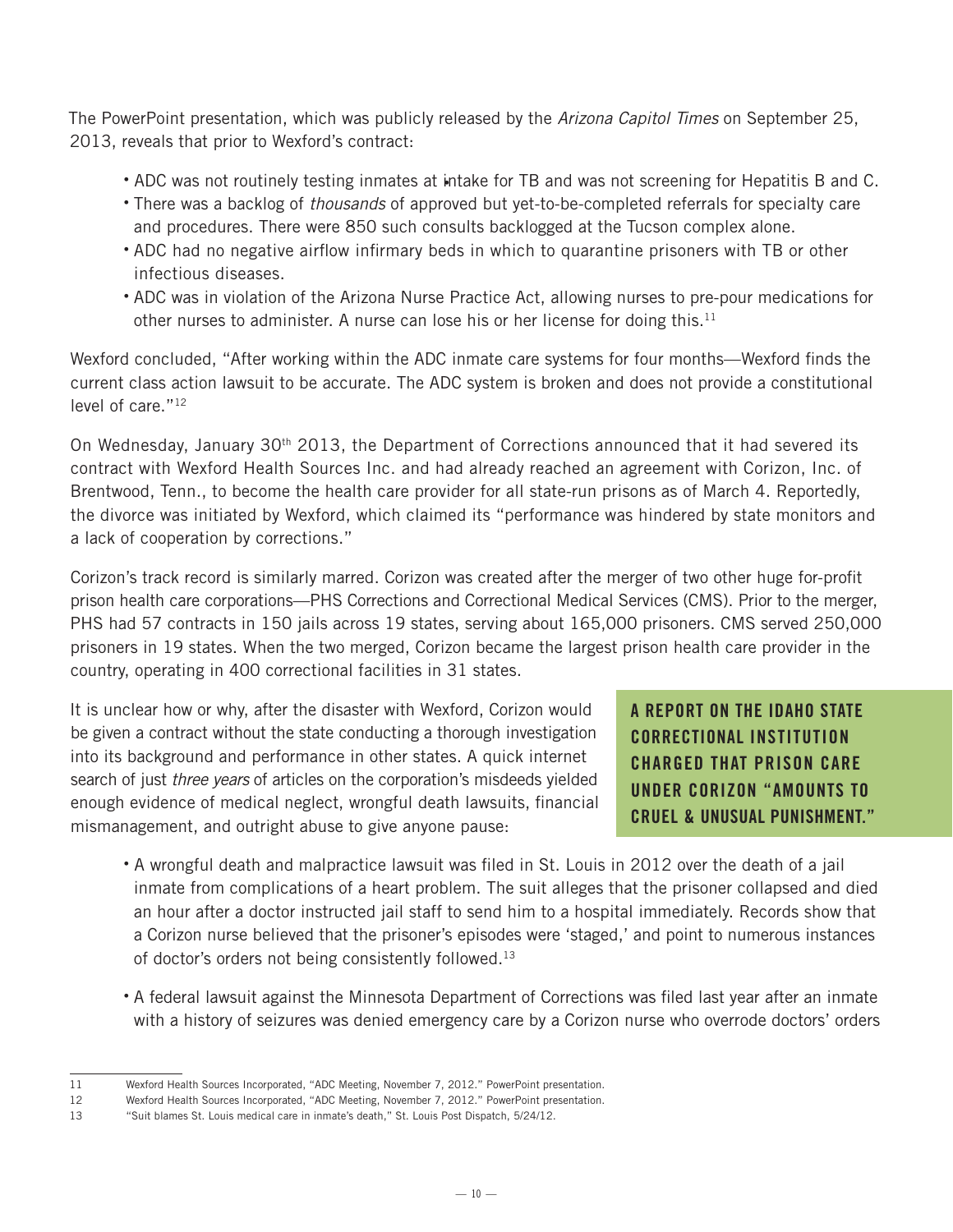The PowerPoint presentation, which was publicly released by the *Arizona Capitol Times* on September 25, 2013, reveals that prior to Wexford's contract:

- ADC was not routinely testing inmates at intake for TB and was not screening for Hepatitis B and C.
- There was a backlog of *thousands* of approved but yet-to-be-completed referrals for specialty care and procedures. There were 850 such consults backlogged at the Tucson complex alone.
- ADC had no negative airflow infirmary beds in which to quarantine prisoners with TB or other infectious diseases.
- ADC was in violation of the Arizona Nurse Practice Act, allowing nurses to pre-pour medications for other nurses to administer. A nurse can lose his or her license for doing this.[11]

Wexford concluded, "After working within the ADC inmate care systems for four months—Wexford finds the current class action lawsuit to be accurate. The ADC system is broken and does not provide a constitutional level of care."[12]

On Wednesday, January 30th 2013, the Department of Corrections announced that it had severed its contract with Wexford Health Sources Inc. and had already reached an agreement with Corizon, Inc. of Brentwood, Tenn., to become the health care provider for all state-run prisons as of March 4. Reportedly, the divorce was initiated by Wexford, which claimed its "performance was hindered by state monitors and a lack of cooperation by corrections."

Corizon's track record is similarly marred. Corizon was created after the merger of two other huge for-profit prison health care corporations—PHS Corrections and Correctional Medical Services (CMS). Prior to the merger, PHS had 57 contracts in 150 jails across 19 states, serving about 165,000 prisoners. CMS served 250,000 prisoners in 19 states. When the two merged, Corizon became the largest prison health care provider in the country, operating in 400 correctional facilities in 31 states.

It is unclear how or why, after the disaster with Wexford, Corizon would be given a contract without the state conducting a thorough investigation into its background and performance in other states. A quick internet search of just *three years* of articles on the corporation's misdeeds yielded enough evidence of medical neglect, wrongful death lawsuits, financial mismanagement, and outright abuse to give anyone pause:

**A REPORT ON THE IDAHO STATE CORRECTIONAL INSTITUTION CHARGED THAT PRISON CARE UNDER CORIZON "AMOUNTS TO CRUEL & UNUSUAL PUNISHMENT."**

- A wrongful death and malpractice lawsuit was filed in St. Louis in 2012 over the death of a jail inmate from complications of a heart problem. The suit alleges that the prisoner collapsed and died an hour after a doctor instructed jail staff to send him to a hospital immediately. Records show that a Corizon nurse believed that the prisoner's episodes were 'staged,' and point to numerous instances of doctor's orders not being consistently followed.[13]

- A federal lawsuit against the Minnesota Department of Corrections was filed last year after an inmate with a history of seizures was denied emergency care by a Corizon nurse who overrode doctors' orders

---

11 Wexford Health Sources Incorporated, "ADC Meeting, November 7, 2012." PowerPoint presentation.

12 Wexford Health Sources Incorporated, "ADC Meeting, November 7, 2012." PowerPoint presentation.

13 "Suit blames St. Louis medical care in inmate's death," St. Louis Post Dispatch, 5/24/12.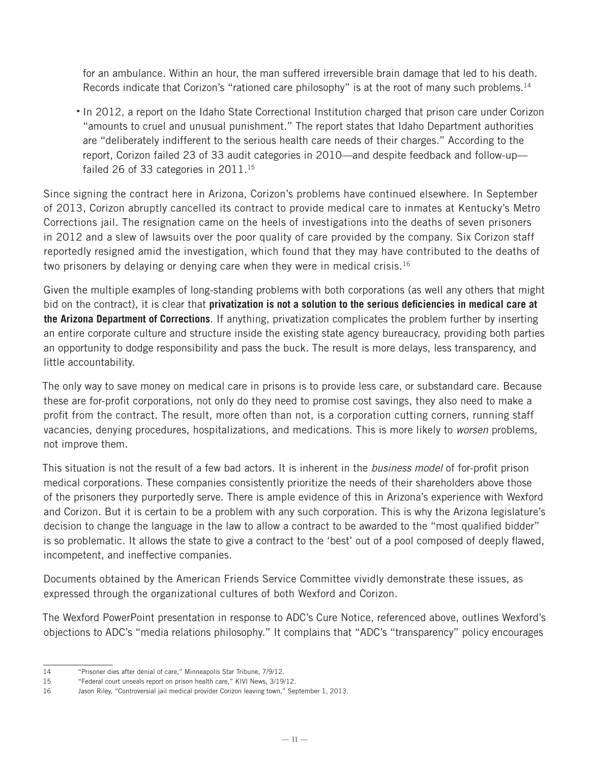for an ambulance. Within an hour, the man suffered irreversible brain damage that led to his death. Records indicate that Corizon's "rationed care philosophy" is at the root of many such problems.[14]

- In 2012, a report on the Idaho State Correctional Institution charged that prison care under Corizon "amounts to cruel and unusual punishment." The report states that Idaho Department authorities are "deliberately indifferent to the serious health care needs of their charges." According to the report, Corizon failed 23 of 33 audit categories in 2010—and despite feedback and follow-up—failed 26 of 33 categories in 2011.[15]

Since signing the contract here in Arizona, Corizon's problems have continued elsewhere. In September of 2013, Corizon abruptly cancelled its contract to provide medical care to inmates at Kentucky's Metro Corrections jail. The resignation came on the heels of investigations into the deaths of seven prisoners in 2012 and a slew of lawsuits over the poor quality of care provided by the company. Six Corizon staff reportedly resigned amid the investigation, which found that they may have contributed to the deaths of two prisoners by delaying or denying care when they were in medical crisis.[16]

Given the multiple examples of long-standing problems with both corporations (as well any others that might bid on the contract), it is clear that **privatization is not a solution to the serious deficiencies in medical care at the Arizona Department of Corrections**. If anything, privatization complicates the problem further by inserting an entire corporate culture and structure inside the existing state agency bureaucracy, providing both parties an opportunity to dodge responsibility and pass the buck. The result is more delays, less transparency, and little accountability.

The only way to save money on medical care in prisons is to provide less care, or substandard care. Because these are for-profit corporations, not only do they need to promise cost savings, they also need to make a profit from the contract. The result, more often than not, is a corporation cutting corners, running staff vacancies, denying procedures, hospitalizations, and medications. This is more likely to *worsen* problems, not improve them.

This situation is not the result of a few bad actors. It is inherent in the *business model* of for-profit prison medical corporations. These companies consistently prioritize the needs of their shareholders above those of the prisoners they purportedly serve. There is ample evidence of this in Arizona's experience with Wexford and Corizon. But it is certain to be a problem with any such corporation. This is why the Arizona legislature's decision to change the language in the law to allow a contract to be awarded to the "most qualified bidder" is so problematic. It allows the state to give a contract to the 'best' out of a pool composed of deeply flawed, incompetent, and ineffective companies.

Documents obtained by the American Friends Service Committee vividly demonstrate these issues, as expressed through the organizational cultures of both Wexford and Corizon.

The Wexford PowerPoint presentation in response to ADC's Cure Notice, referenced above, outlines Wexford's objections to ADC's "media relations philosophy." It complains that "ADC's "transparency" policy encourages

---

14 "Prisoner dies after denial of care," Minneapolis Star Tribune, 7/9/12.

15 "Federal court unseals report on prison health care," KIVI News, 3/19/12.

16 Jason Riley, "Controversial jail medical provider Corizon leaving town," September 1, 2013.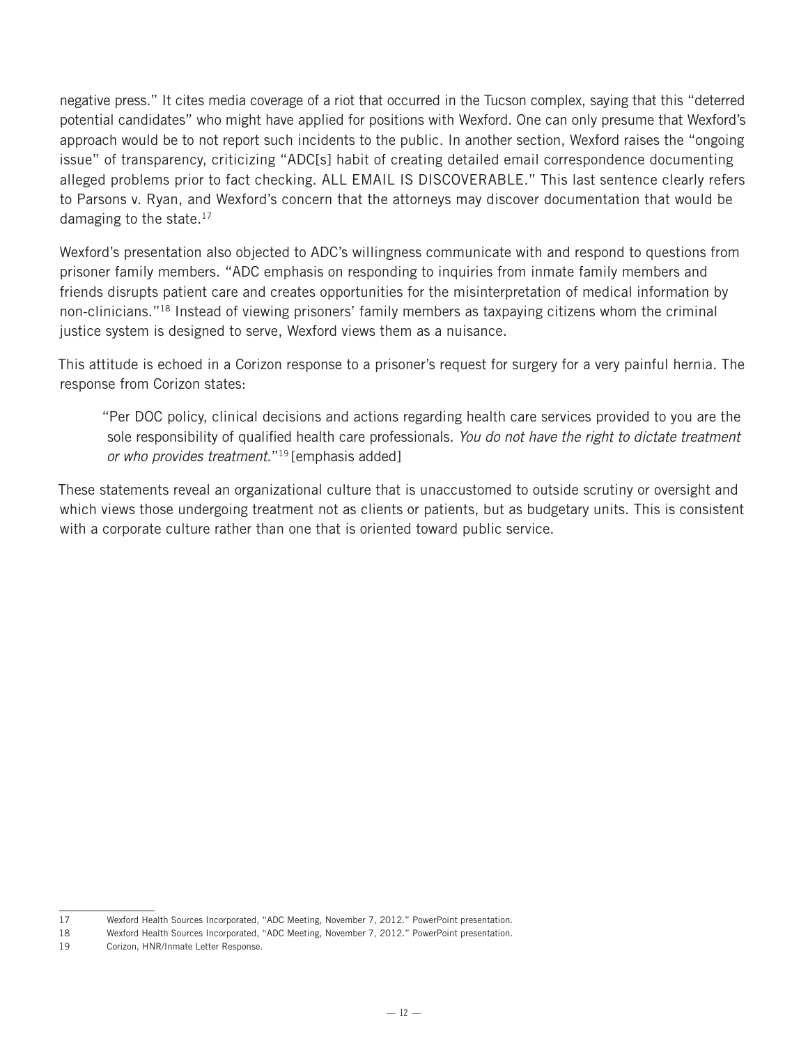negative press." It cites media coverage of a riot that occurred in the Tucson complex, saying that this "deterred potential candidates" who might have applied for positions with Wexford. One can only presume that Wexford's approach would be to not report such incidents to the public. In another section, Wexford raises the "ongoing issue" of transparency, criticizing "ADC[s] habit of creating detailed email correspondence documenting alleged problems prior to fact checking. ALL EMAIL IS DISCOVERABLE." This last sentence clearly refers to Parsons v. Ryan, and Wexford's concern that the attorneys may discover documentation that would be damaging to the state.[17]

Wexford's presentation also objected to ADC's willingness communicate with and respond to questions from prisoner family members. "ADC emphasis on responding to inquiries from inmate family members and friends disrupts patient care and creates opportunities for the misinterpretation of medical information by non-clinicians."[18] Instead of viewing prisoners' family members as taxpaying citizens whom the criminal justice system is designed to serve, Wexford views them as a nuisance.

This attitude is echoed in a Corizon response to a prisoner's request for surgery for a very painful hernia. The response from Corizon states:

> "Per DOC policy, clinical decisions and actions regarding health care services provided to you are the sole responsibility of qualified health care professionals. *You do not have the right to dictate treatment or who provides treatment*."[19] [emphasis added]

These statements reveal an organizational culture that is unaccustomed to outside scrutiny or oversight and which views those undergoing treatment not as clients or patients, but as budgetary units. This is consistent with a corporate culture rather than one that is oriented toward public service.

---

17 Wexford Health Sources Incorporated, "ADC Meeting, November 7, 2012." PowerPoint presentation.

18 Wexford Health Sources Incorporated, "ADC Meeting, November 7, 2012." PowerPoint presentation.

19 Corizon, HNR/Inmate Letter Response.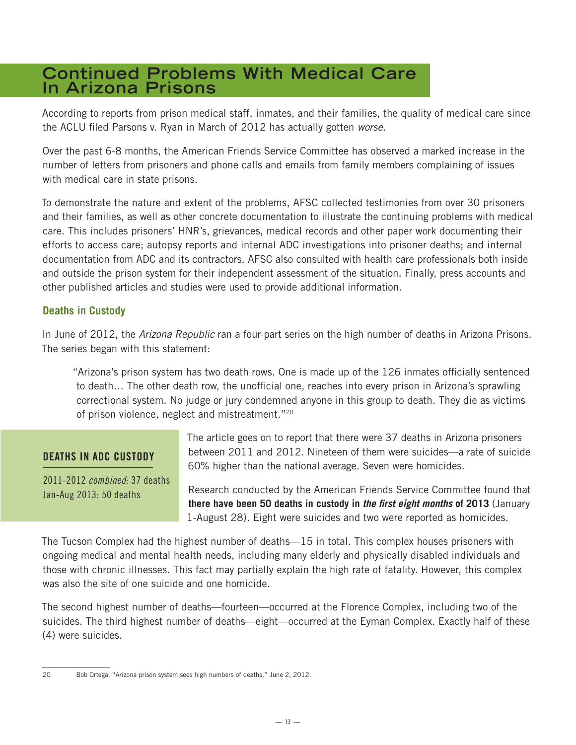# Continued Problems With Medical Care In Arizona Prisons

According to reports from prison medical staff, inmates, and their families, the quality of medical care since the ACLU filed Parsons v. Ryan in March of 2012 has actually gotten *worse*.

Over the past 6-8 months, the American Friends Service Committee has observed a marked increase in the number of letters from prisoners and phone calls and emails from family members complaining of issues with medical care in state prisons.

To demonstrate the nature and extent of the problems, AFSC collected testimonies from over 30 prisoners and their families, as well as other concrete documentation to illustrate the continuing problems with medical care. This includes prisoners' HNR's, grievances, medical records and other paper work documenting their efforts to access care; autopsy reports and internal ADC investigations into prisoner deaths; and internal documentation from ADC and its contractors. AFSC also consulted with health care professionals both inside and outside the prison system for their independent assessment of the situation. Finally, press accounts and other published articles and studies were used to provide additional information.

## Deaths in Custody

In June of 2012, the *Arizona Republic* ran a four-part series on the high number of deaths in Arizona Prisons. The series began with this statement:

> "Arizona's prison system has two death rows. One is made up of the 126 inmates officially sentenced to death… The other death row, the unofficial one, reaches into every prison in Arizona's sprawling correctional system. No judge or jury condemned anyone in this group to death. They die as victims of prison violence, neglect and mistreatment."[20]

**DEATHS IN ADC CUSTODY**

2011-2012 *combined*: 37 deaths
Jan-Aug 2013: 50 deaths

The article goes on to report that there were 37 deaths in Arizona prisoners between 2011 and 2012. Nineteen of them were suicides—a rate of suicide 60% higher than the national average. Seven were homicides.

Research conducted by the American Friends Service Committee found that **there have been 50 deaths in custody in *the first eight months* of 2013** (January 1-August 28). Eight were suicides and two were reported as homicides.

The Tucson Complex had the highest number of deaths—15 in total. This complex houses prisoners with ongoing medical and mental health needs, including many elderly and physically disabled individuals and those with chronic illnesses. This fact may partially explain the high rate of fatality. However, this complex was also the site of one suicide and one homicide.

The second highest number of deaths—fourteen—occurred at the Florence Complex, including two of the suicides. The third highest number of deaths—eight—occurred at the Eyman Complex. Exactly half of these (4) were suicides.

20 Bob Ortega, "Arizona prison system sees high numbers of deaths," June 2, 2012.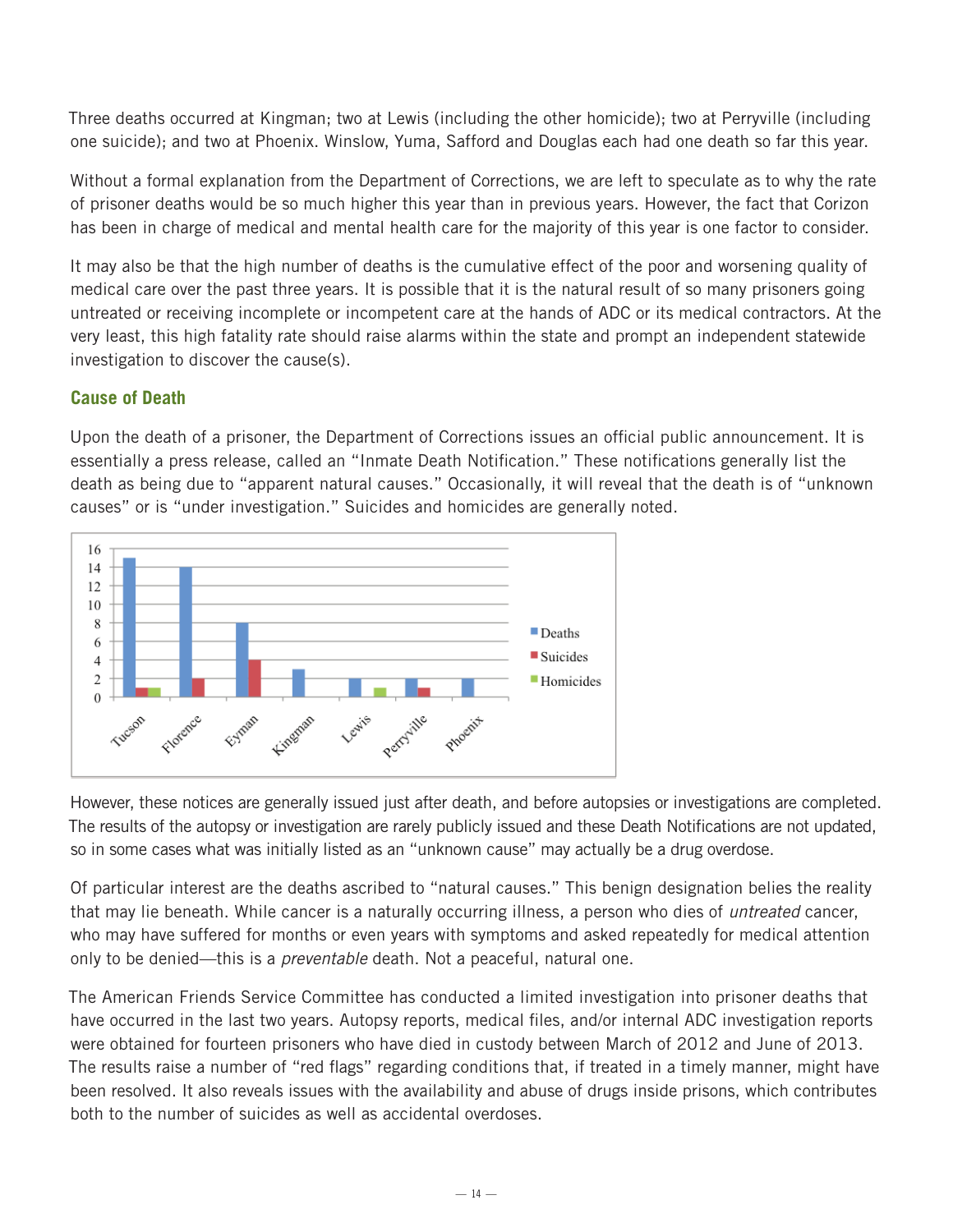Three deaths occurred at Kingman; two at Lewis (including the other homicide); two at Perryville (including one suicide); and two at Phoenix. Winslow, Yuma, Safford and Douglas each had one death so far this year.

Without a formal explanation from the Department of Corrections, we are left to speculate as to why the rate of prisoner deaths would be so much higher this year than in previous years. However, the fact that Corizon has been in charge of medical and mental health care for the majority of this year is one factor to consider.

It may also be that the high number of deaths is the cumulative effect of the poor and worsening quality of medical care over the past three years. It is possible that it is the natural result of so many prisoners going untreated or receiving incomplete or incompetent care at the hands of ADC or its medical contractors. At the very least, this high fatality rate should raise alarms within the state and prompt an independent statewide investigation to discover the cause(s).

## Cause of Death

Upon the death of a prisoner, the Department of Corrections issues an official public announcement. It is essentially a press release, called an "Inmate Death Notification." These notifications generally list the death as being due to "apparent natural causes." Occasionally, it will reveal that the death is of "unknown causes" or is "under investigation." Suicides and homicides are generally noted.

| | Deaths | Suicides | Homicides |
|---|---|---|---|
| Tucson | 15 | 1 | 1 |
| Florence | 14 | 2 | 0 |
| Eyman | 8 | 4 | 0 |
| Kingman | 3 | 0 | 0 |
| Lewis | 2 | 0 | 1 |
| Perryville | 2 | 1 | 0 |
| Phoenix | 2 | 0 | 0 |

However, these notices are generally issued just after death, and before autopsies or investigations are completed. The results of the autopsy or investigation are rarely publicly issued and these Death Notifications are not updated, so in some cases what was initially listed as an "unknown cause" may actually be a drug overdose.

Of particular interest are the deaths ascribed to "natural causes." This benign designation belies the reality that may lie beneath. While cancer is a naturally occurring illness, a person who dies of *untreated* cancer, who may have suffered for months or even years with symptoms and asked repeatedly for medical attention only to be denied—this is a *preventable* death. Not a peaceful, natural one.

The American Friends Service Committee has conducted a limited investigation into prisoner deaths that have occurred in the last two years. Autopsy reports, medical files, and/or internal ADC investigation reports were obtained for fourteen prisoners who have died in custody between March of 2012 and June of 2013. The results raise a number of "red flags" regarding conditions that, if treated in a timely manner, might have been resolved. It also reveals issues with the availability and abuse of drugs inside prisons, which contributes both to the number of suicides as well as accidental overdoses.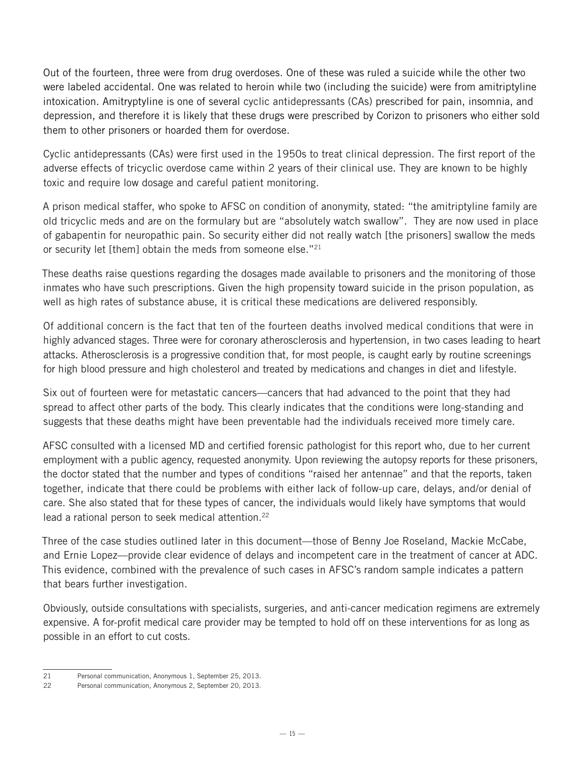Out of the fourteen, three were from drug overdoses. One of these was ruled a suicide while the other two were labeled accidental. One was related to heroin while two (including the suicide) were from amitriptyline intoxication. Amitryptyline is one of several cyclic antidepressants (CAs) prescribed for pain, insomnia, and depression, and therefore it is likely that these drugs were prescribed by Corizon to prisoners who either sold them to other prisoners or hoarded them for overdose.

Cyclic antidepressants (CAs) were first used in the 1950s to treat clinical depression. The first report of the adverse effects of tricyclic overdose came within 2 years of their clinical use. They are known to be highly toxic and require low dosage and careful patient monitoring.

A prison medical staffer, who spoke to AFSC on condition of anonymity, stated: "the amitriptyline family are old tricyclic meds and are on the formulary but are "absolutely watch swallow". They are now used in place of gabapentin for neuropathic pain. So security either did not really watch [the prisoners] swallow the meds or security let [them] obtain the meds from someone else."[21]

These deaths raise questions regarding the dosages made available to prisoners and the monitoring of those inmates who have such prescriptions. Given the high propensity toward suicide in the prison population, as well as high rates of substance abuse, it is critical these medications are delivered responsibly.

Of additional concern is the fact that ten of the fourteen deaths involved medical conditions that were in highly advanced stages. Three were for coronary atherosclerosis and hypertension, in two cases leading to heart attacks. Atherosclerosis is a progressive condition that, for most people, is caught early by routine screenings for high blood pressure and high cholesterol and treated by medications and changes in diet and lifestyle.

Six out of fourteen were for metastatic cancers—cancers that had advanced to the point that they had spread to affect other parts of the body. This clearly indicates that the conditions were long-standing and suggests that these deaths might have been preventable had the individuals received more timely care.

AFSC consulted with a licensed MD and certified forensic pathologist for this report who, due to her current employment with a public agency, requested anonymity. Upon reviewing the autopsy reports for these prisoners, the doctor stated that the number and types of conditions "raised her antennae" and that the reports, taken together, indicate that there could be problems with either lack of follow-up care, delays, and/or denial of care. She also stated that for these types of cancer, the individuals would likely have symptoms that would lead a rational person to seek medical attention.[22]

Three of the case studies outlined later in this document—those of Benny Joe Roseland, Mackie McCabe, and Ernie Lopez—provide clear evidence of delays and incompetent care in the treatment of cancer at ADC. This evidence, combined with the prevalence of such cases in AFSC's random sample indicates a pattern that bears further investigation.

Obviously, outside consultations with specialists, surgeries, and anti-cancer medication regimens are extremely expensive. A for-profit medical care provider may be tempted to hold off on these interventions for as long as possible in an effort to cut costs.

---

21 Personal communication, Anonymous 1, September 25, 2013.

22 Personal communication, Anonymous 2, September 20, 2013.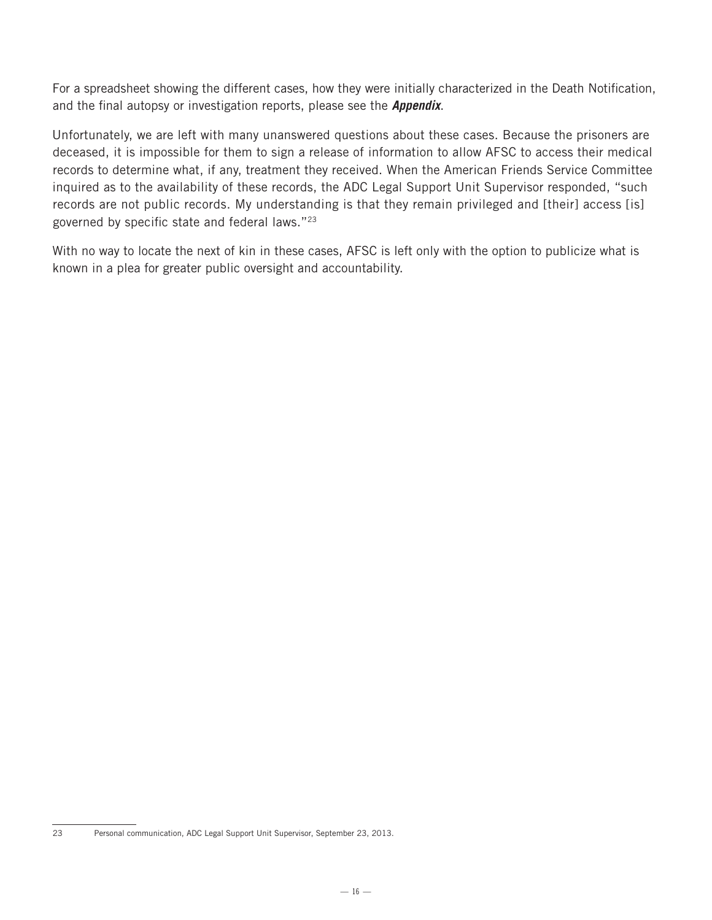For a spreadsheet showing the different cases, how they were initially characterized in the Death Notification, and the final autopsy or investigation reports, please see the ***Appendix***.

Unfortunately, we are left with many unanswered questions about these cases. Because the prisoners are deceased, it is impossible for them to sign a release of information to allow AFSC to access their medical records to determine what, if any, treatment they received. When the American Friends Service Committee inquired as to the availability of these records, the ADC Legal Support Unit Supervisor responded, "such records are not public records. My understanding is that they remain privileged and [their] access [is] governed by specific state and federal laws."[23]

With no way to locate the next of kin in these cases, AFSC is left only with the option to publicize what is known in a plea for greater public oversight and accountability.

---

23 Personal communication, ADC Legal Support Unit Supervisor, September 23, 2013.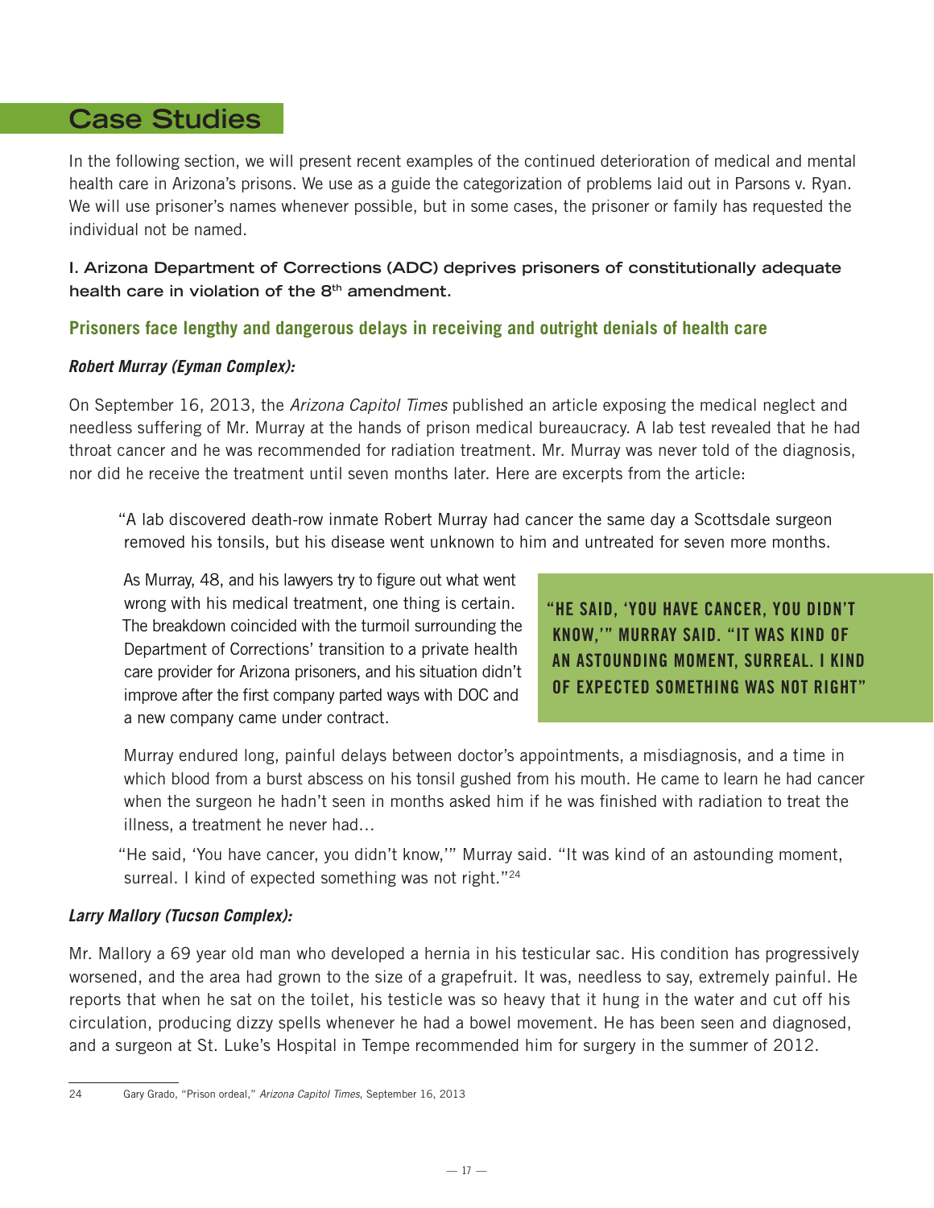## Case Studies

In the following section, we will present recent examples of the continued deterioration of medical and mental health care in Arizona's prisons. We use as a guide the categorization of problems laid out in Parsons v. Ryan. We will use prisoner's names whenever possible, but in some cases, the prisoner or family has requested the individual not be named.

**I. Arizona Department of Corrections (ADC) deprives prisoners of constitutionally adequate health care in violation of the 8th amendment.**

### Prisoners face lengthy and dangerous delays in receiving and outright denials of health care

***Robert Murray (Eyman Complex):***

On September 16, 2013, the *Arizona Capitol Times* published an article exposing the medical neglect and needless suffering of Mr. Murray at the hands of prison medical bureaucracy. A lab test revealed that he had throat cancer and he was recommended for radiation treatment. Mr. Murray was never told of the diagnosis, nor did he receive the treatment until seven months later. Here are excerpts from the article:

> "A lab discovered death-row inmate Robert Murray had cancer the same day a Scottsdale surgeon removed his tonsils, but his disease went unknown to him and untreated for seven more months.
>
> As Murray, 48, and his lawyers try to figure out what went wrong with his medical treatment, one thing is certain. The breakdown coincided with the turmoil surrounding the Department of Corrections' transition to a private health care provider for Arizona prisoners, and his situation didn't improve after the first company parted ways with DOC and a new company came under contract.
>
> Murray endured long, painful delays between doctor's appointments, a misdiagnosis, and a time in which blood from a burst abscess on his tonsil gushed from his mouth. He came to learn he had cancer when the surgeon he hadn't seen in months asked him if he was finished with radiation to treat the illness, a treatment he never had…
>
> "He said, 'You have cancer, you didn't know,'" Murray said. "It was kind of an astounding moment, surreal. I kind of expected something was not right."[24]

**"HE SAID, 'YOU HAVE CANCER, YOU DIDN'T KNOW,'" MURRAY SAID. "IT WAS KIND OF AN ASTOUNDING MOMENT, SURREAL. I KIND OF EXPECTED SOMETHING WAS NOT RIGHT"**

***Larry Mallory (Tucson Complex):***

Mr. Mallory a 69 year old man who developed a hernia in his testicular sac. His condition has progressively worsened, and the area had grown to the size of a grapefruit. It was, needless to say, extremely painful. He reports that when he sat on the toilet, his testicle was so heavy that it hung in the water and cut off his circulation, producing dizzy spells whenever he had a bowel movement. He has been seen and diagnosed, and a surgeon at St. Luke's Hospital in Tempe recommended him for surgery in the summer of 2012.

24 Gary Grado, "Prison ordeal," *Arizona Capitol Times*, September 16, 2013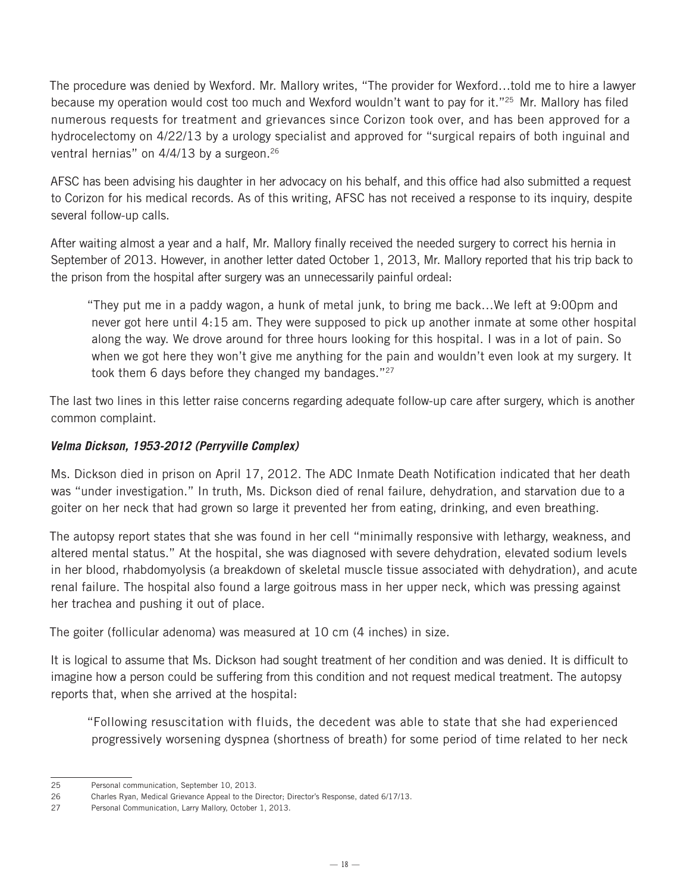The procedure was denied by Wexford. Mr. Mallory writes, "The provider for Wexford…told me to hire a lawyer because my operation would cost too much and Wexford wouldn't want to pay for it."[25] Mr. Mallory has filed numerous requests for treatment and grievances since Corizon took over, and has been approved for a hydrocelectomy on 4/22/13 by a urology specialist and approved for "surgical repairs of both inguinal and ventral hernias" on 4/4/13 by a surgeon.[26]

AFSC has been advising his daughter in her advocacy on his behalf, and this office had also submitted a request to Corizon for his medical records. As of this writing, AFSC has not received a response to its inquiry, despite several follow-up calls.

After waiting almost a year and a half, Mr. Mallory finally received the needed surgery to correct his hernia in September of 2013. However, in another letter dated October 1, 2013, Mr. Mallory reported that his trip back to the prison from the hospital after surgery was an unnecessarily painful ordeal:

> "They put me in a paddy wagon, a hunk of metal junk, to bring me back…We left at 9:00pm and never got here until 4:15 am. They were supposed to pick up another inmate at some other hospital along the way. We drove around for three hours looking for this hospital. I was in a lot of pain. So when we got here they won't give me anything for the pain and wouldn't even look at my surgery. It took them 6 days before they changed my bandages."[27]

The last two lines in this letter raise concerns regarding adequate follow-up care after surgery, which is another common complaint.

### *Velma Dickson, 1953-2012 (Perryville Complex)*

Ms. Dickson died in prison on April 17, 2012. The ADC Inmate Death Notification indicated that her death was "under investigation." In truth, Ms. Dickson died of renal failure, dehydration, and starvation due to a goiter on her neck that had grown so large it prevented her from eating, drinking, and even breathing.

The autopsy report states that she was found in her cell "minimally responsive with lethargy, weakness, and altered mental status." At the hospital, she was diagnosed with severe dehydration, elevated sodium levels in her blood, rhabdomyolysis (a breakdown of skeletal muscle tissue associated with dehydration), and acute renal failure. The hospital also found a large goitrous mass in her upper neck, which was pressing against her trachea and pushing it out of place.

The goiter (follicular adenoma) was measured at 10 cm (4 inches) in size.

It is logical to assume that Ms. Dickson had sought treatment of her condition and was denied. It is difficult to imagine how a person could be suffering from this condition and not request medical treatment. The autopsy reports that, when she arrived at the hospital:

> "Following resuscitation with fluids, the decedent was able to state that she had experienced progressively worsening dyspnea (shortness of breath) for some period of time related to her neck

---

25 Personal communication, September 10, 2013.

26 Charles Ryan, Medical Grievance Appeal to the Director; Director's Response, dated 6/17/13.

27 Personal Communication, Larry Mallory, October 1, 2013.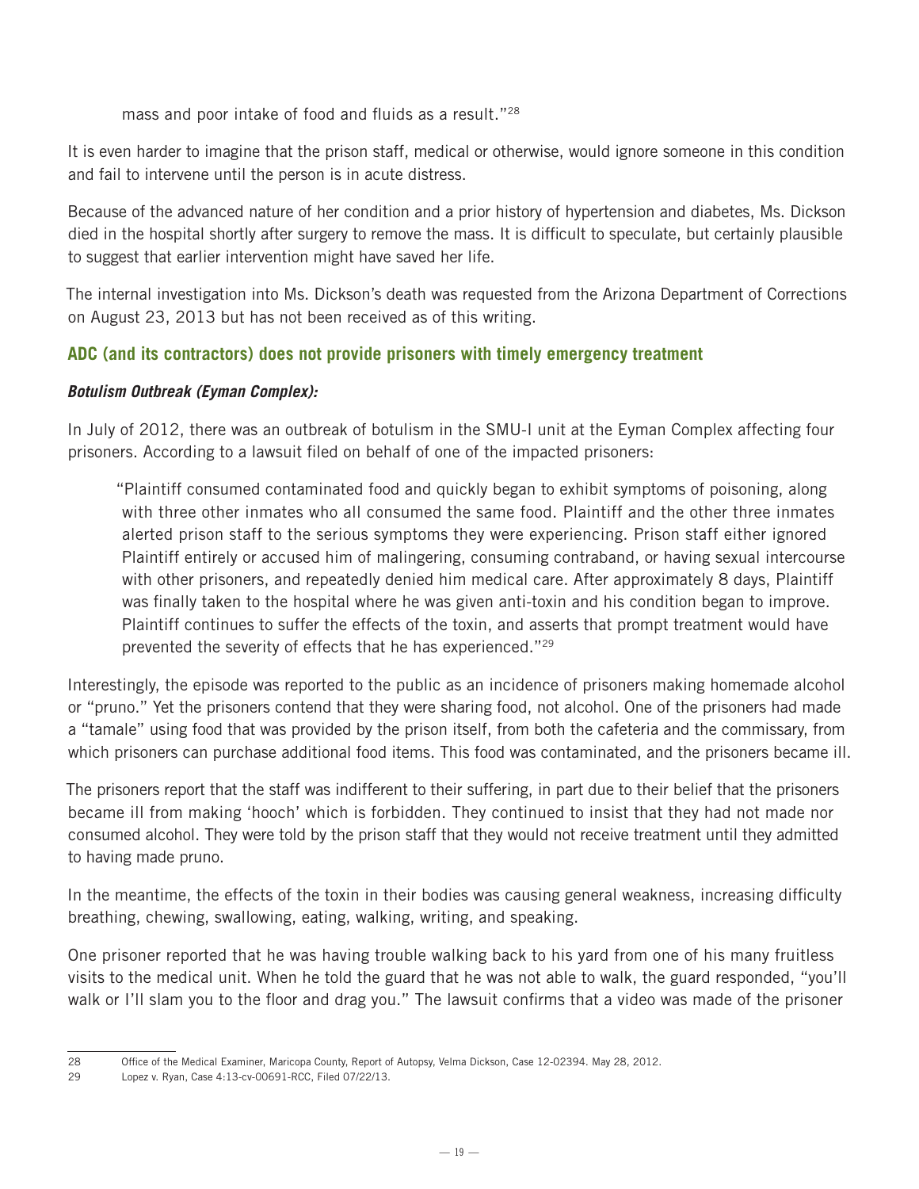mass and poor intake of food and fluids as a result."[28]

It is even harder to imagine that the prison staff, medical or otherwise, would ignore someone in this condition and fail to intervene until the person is in acute distress.

Because of the advanced nature of her condition and a prior history of hypertension and diabetes, Ms. Dickson died in the hospital shortly after surgery to remove the mass. It is difficult to speculate, but certainly plausible to suggest that earlier intervention might have saved her life.

The internal investigation into Ms. Dickson's death was requested from the Arizona Department of Corrections on August 23, 2013 but has not been received as of this writing.

## ADC (and its contractors) does not provide prisoners with timely emergency treatment

### *Botulism Outbreak (Eyman Complex):*

In July of 2012, there was an outbreak of botulism in the SMU-I unit at the Eyman Complex affecting four prisoners. According to a lawsuit filed on behalf of one of the impacted prisoners:

> "Plaintiff consumed contaminated food and quickly began to exhibit symptoms of poisoning, along with three other inmates who all consumed the same food. Plaintiff and the other three inmates alerted prison staff to the serious symptoms they were experiencing. Prison staff either ignored Plaintiff entirely or accused him of malingering, consuming contraband, or having sexual intercourse with other prisoners, and repeatedly denied him medical care. After approximately 8 days, Plaintiff was finally taken to the hospital where he was given anti-toxin and his condition began to improve. Plaintiff continues to suffer the effects of the toxin, and asserts that prompt treatment would have prevented the severity of effects that he has experienced."[29]

Interestingly, the episode was reported to the public as an incidence of prisoners making homemade alcohol or "pruno." Yet the prisoners contend that they were sharing food, not alcohol. One of the prisoners had made a "tamale" using food that was provided by the prison itself, from both the cafeteria and the commissary, from which prisoners can purchase additional food items. This food was contaminated, and the prisoners became ill.

The prisoners report that the staff was indifferent to their suffering, in part due to their belief that the prisoners became ill from making 'hooch' which is forbidden. They continued to insist that they had not made nor consumed alcohol. They were told by the prison staff that they would not receive treatment until they admitted to having made pruno.

In the meantime, the effects of the toxin in their bodies was causing general weakness, increasing difficulty breathing, chewing, swallowing, eating, walking, writing, and speaking.

One prisoner reported that he was having trouble walking back to his yard from one of his many fruitless visits to the medical unit. When he told the guard that he was not able to walk, the guard responded, "you'll walk or I'll slam you to the floor and drag you." The lawsuit confirms that a video was made of the prisoner

---

28 Office of the Medical Examiner, Maricopa County, Report of Autopsy, Velma Dickson, Case 12-02394. May 28, 2012.

29 Lopez v. Ryan, Case 4:13-cv-00691-RCC, Filed 07/22/13.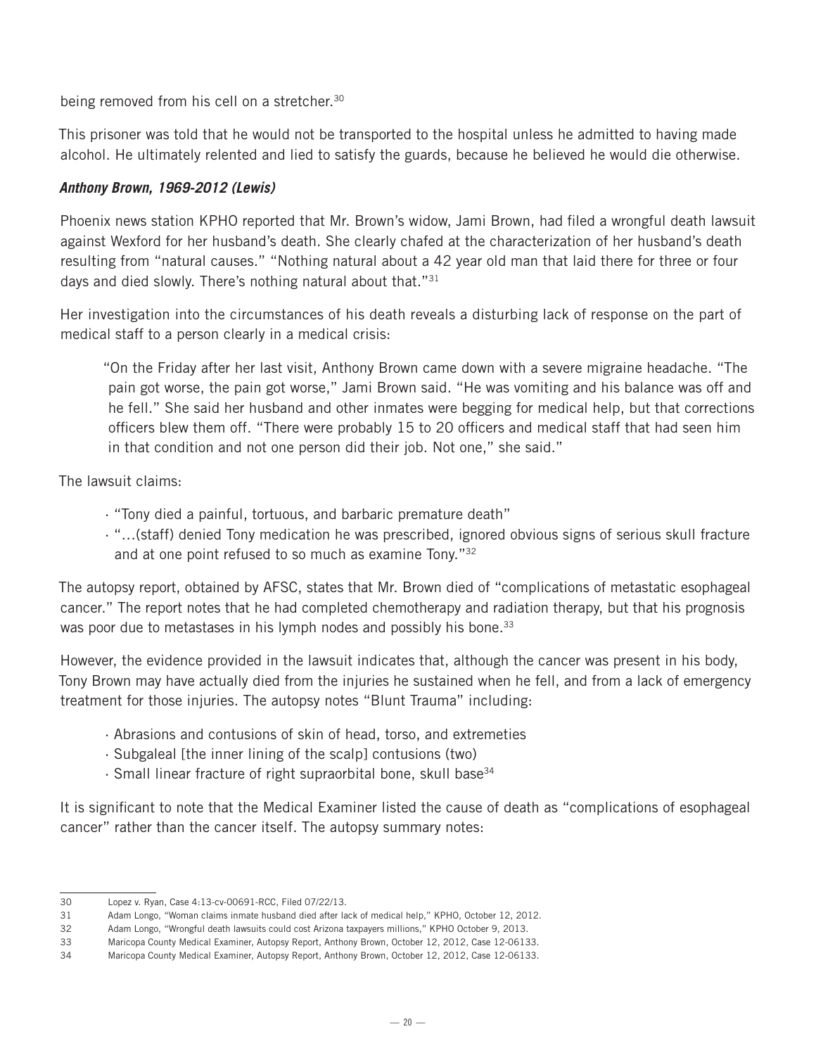being removed from his cell on a stretcher.[30]

This prisoner was told that he would not be transported to the hospital unless he admitted to having made alcohol. He ultimately relented and lied to satisfy the guards, because he believed he would die otherwise.

***Anthony Brown, 1969-2012 (Lewis)***

Phoenix news station KPHO reported that Mr. Brown's widow, Jami Brown, had filed a wrongful death lawsuit against Wexford for her husband's death. She clearly chafed at the characterization of her husband's death resulting from "natural causes." "Nothing natural about a 42 year old man that laid there for three or four days and died slowly. There's nothing natural about that."[31]

Her investigation into the circumstances of his death reveals a disturbing lack of response on the part of medical staff to a person clearly in a medical crisis:

> "On the Friday after her last visit, Anthony Brown came down with a severe migraine headache. "The pain got worse, the pain got worse," Jami Brown said. "He was vomiting and his balance was off and he fell." She said her husband and other inmates were begging for medical help, but that corrections officers blew them off. "There were probably 15 to 20 officers and medical staff that had seen him in that condition and not one person did their job. Not one," she said."

The lawsuit claims:

- "Tony died a painful, tortuous, and barbaric premature death"
- "…(staff) denied Tony medication he was prescribed, ignored obvious signs of serious skull fracture and at one point refused to so much as examine Tony."[32]

The autopsy report, obtained by AFSC, states that Mr. Brown died of "complications of metastatic esophageal cancer." The report notes that he had completed chemotherapy and radiation therapy, but that his prognosis was poor due to metastases in his lymph nodes and possibly his bone.[33]

However, the evidence provided in the lawsuit indicates that, although the cancer was present in his body, Tony Brown may have actually died from the injuries he sustained when he fell, and from a lack of emergency treatment for those injuries. The autopsy notes "Blunt Trauma" including:

- Abrasions and contusions of skin of head, torso, and extremeties
- Subgaleal [the inner lining of the scalp] contusions (two)
- Small linear fracture of right supraorbital bone, skull base[34]

It is significant to note that the Medical Examiner listed the cause of death as "complications of esophageal cancer" rather than the cancer itself. The autopsy summary notes:

---

30 Lopez v. Ryan, Case 4:13-cv-00691-RCC, Filed 07/22/13.

31 Adam Longo, "Woman claims inmate husband died after lack of medical help," KPHO, October 12, 2012.

32 Adam Longo, "Wrongful death lawsuits could cost Arizona taxpayers millions," KPHO October 9, 2013.

33 Maricopa County Medical Examiner, Autopsy Report, Anthony Brown, October 12, 2012, Case 12-06133.

34 Maricopa County Medical Examiner, Autopsy Report, Anthony Brown, October 12, 2012, Case 12-06133.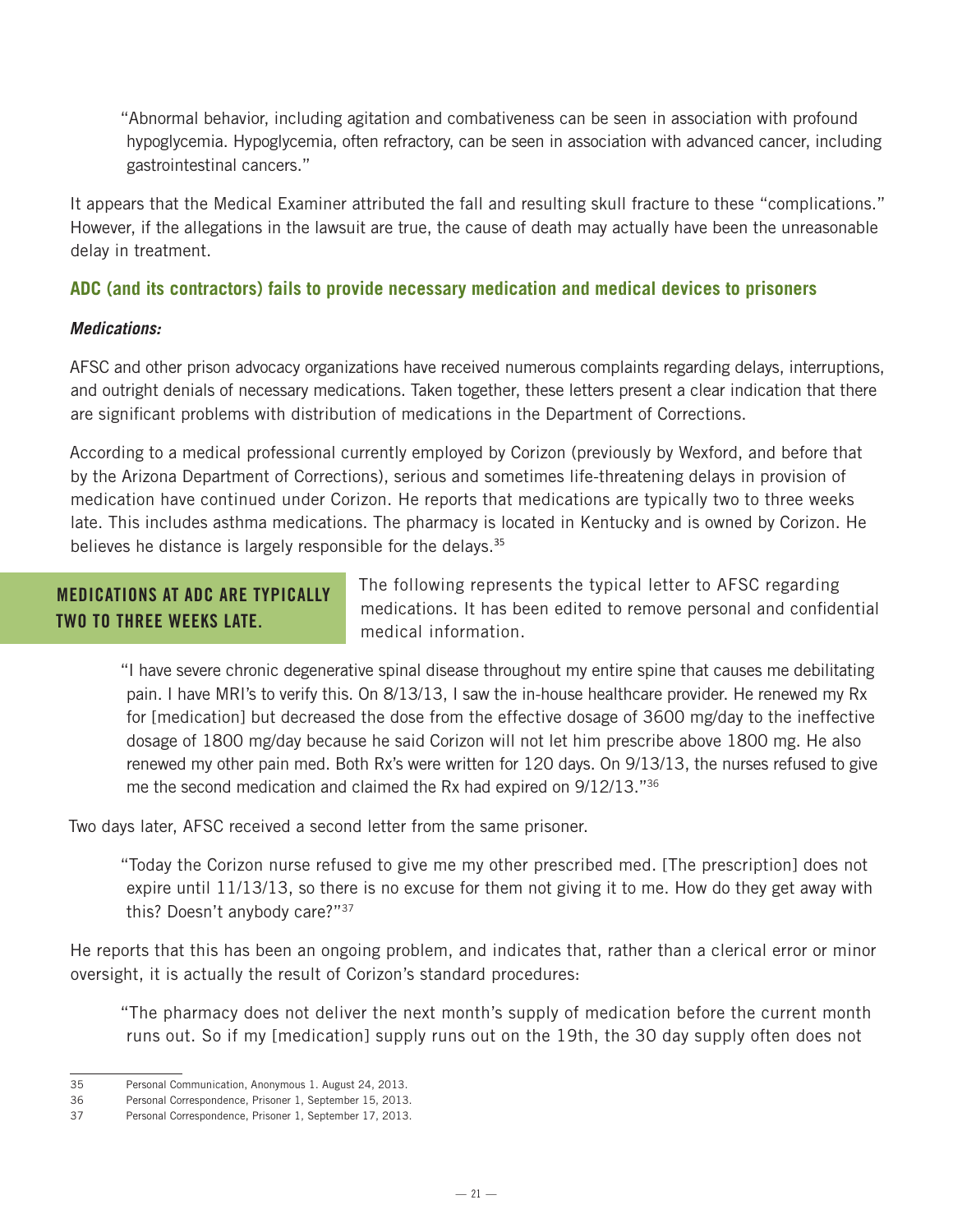"Abnormal behavior, including agitation and combativeness can be seen in association with profound hypoglycemia. Hypoglycemia, often refractory, can be seen in association with advanced cancer, including gastrointestinal cancers."

It appears that the Medical Examiner attributed the fall and resulting skull fracture to these "complications." However, if the allegations in the lawsuit are true, the cause of death may actually have been the unreasonable delay in treatment.

## ADC (and its contractors) fails to provide necessary medication and medical devices to prisoners

### *Medications:*

AFSC and other prison advocacy organizations have received numerous complaints regarding delays, interruptions, and outright denials of necessary medications. Taken together, these letters present a clear indication that there are significant problems with distribution of medications in the Department of Corrections.

According to a medical professional currently employed by Corizon (previously by Wexford, and before that by the Arizona Department of Corrections), serious and sometimes life-threatening delays in provision of medication have continued under Corizon. He reports that medications are typically two to three weeks late. This includes asthma medications. The pharmacy is located in Kentucky and is owned by Corizon. He believes he distance is largely responsible for the delays.[35]

**MEDICATIONS AT ADC ARE TYPICALLY TWO TO THREE WEEKS LATE.**

The following represents the typical letter to AFSC regarding medications. It has been edited to remove personal and confidential medical information.

> "I have severe chronic degenerative spinal disease throughout my entire spine that causes me debilitating pain. I have MRI's to verify this. On 8/13/13, I saw the in-house healthcare provider. He renewed my Rx for [medication] but decreased the dose from the effective dosage of 3600 mg/day to the ineffective dosage of 1800 mg/day because he said Corizon will not let him prescribe above 1800 mg. He also renewed my other pain med. Both Rx's were written for 120 days. On 9/13/13, the nurses refused to give me the second medication and claimed the Rx had expired on 9/12/13."[36]

Two days later, AFSC received a second letter from the same prisoner.

> "Today the Corizon nurse refused to give me my other prescribed med. [The prescription] does not expire until 11/13/13, so there is no excuse for them not giving it to me. How do they get away with this? Doesn't anybody care?"[37]

He reports that this has been an ongoing problem, and indicates that, rather than a clerical error or minor oversight, it is actually the result of Corizon's standard procedures:

> "The pharmacy does not deliver the next month's supply of medication before the current month runs out. So if my [medication] supply runs out on the 19th, the 30 day supply often does not

---

35 Personal Communication, Anonymous 1. August 24, 2013.

36 Personal Correspondence, Prisoner 1, September 15, 2013.

37 Personal Correspondence, Prisoner 1, September 17, 2013.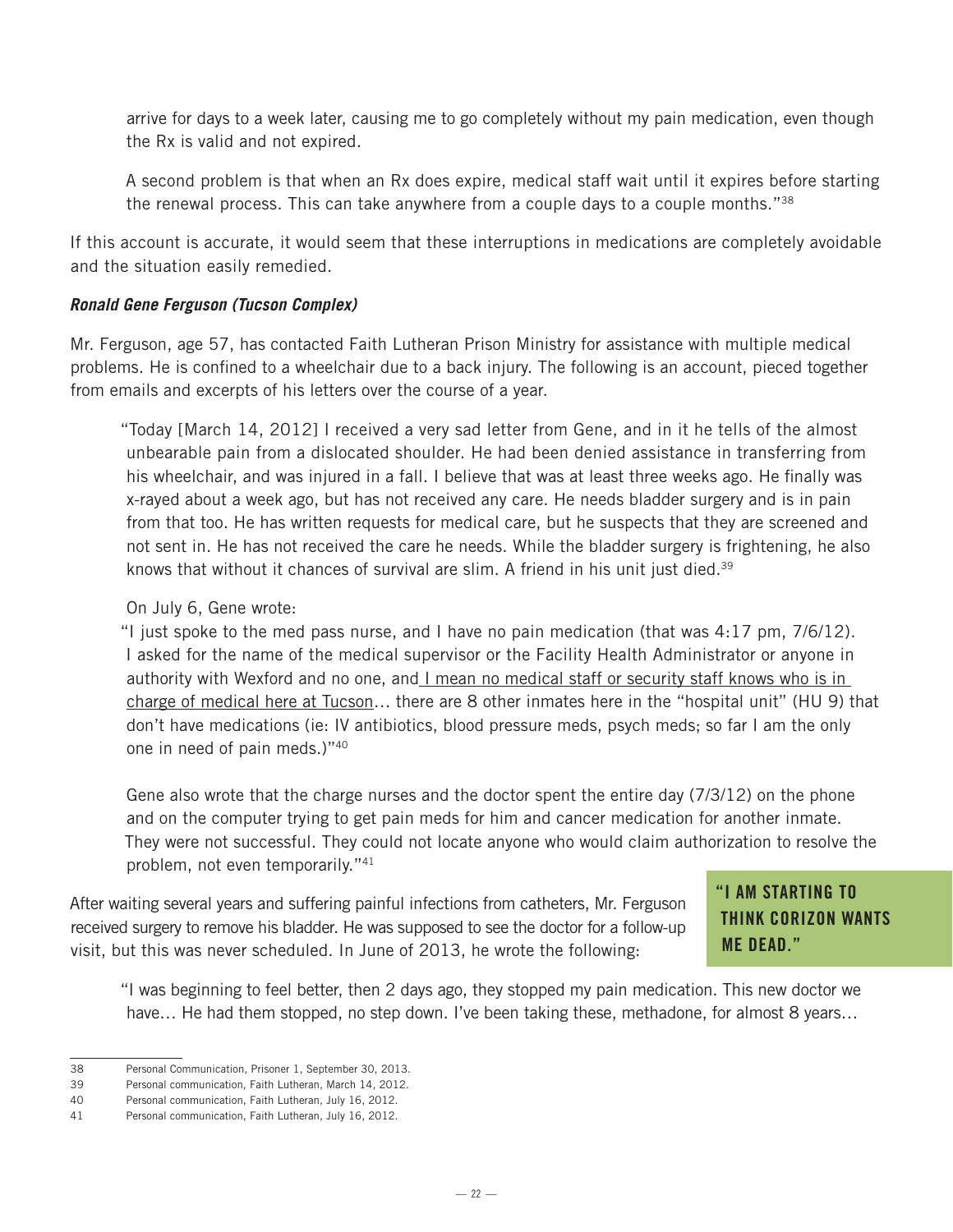arrive for days to a week later, causing me to go completely without my pain medication, even though the Rx is valid and not expired.

A second problem is that when an Rx does expire, medical staff wait until it expires before starting the renewal process. This can take anywhere from a couple days to a couple months."[38]

If this account is accurate, it would seem that these interruptions in medications are completely avoidable and the situation easily remedied.

***Ronald Gene Ferguson (Tucson Complex)***

Mr. Ferguson, age 57, has contacted Faith Lutheran Prison Ministry for assistance with multiple medical problems. He is confined to a wheelchair due to a back injury. The following is an account, pieced together from emails and excerpts of his letters over the course of a year.

> "Today [March 14, 2012] I received a very sad letter from Gene, and in it he tells of the almost unbearable pain from a dislocated shoulder. He had been denied assistance in transferring from his wheelchair, and was injured in a fall. I believe that was at least three weeks ago. He finally was x-rayed about a week ago, but has not received any care. He needs bladder surgery and is in pain from that too. He has written requests for medical care, but he suspects that they are screened and not sent in. He has not received the care he needs. While the bladder surgery is frightening, he also knows that without it chances of survival are slim. A friend in his unit just died.[39]
>
> On July 6, Gene wrote:
>
> "I just spoke to the med pass nurse, and I have no pain medication (that was 4:17 pm, 7/6/12). I asked for the name of the medical supervisor or the Facility Health Administrator or anyone in authority with Wexford and no one, and <u>I mean no medical staff or security staff knows who is in charge of medical here at Tucson</u>… there are 8 other inmates here in the "hospital unit" (HU 9) that don't have medications (ie: IV antibiotics, blood pressure meds, psych meds; so far I am the only one in need of pain meds.)"[40]
>
> Gene also wrote that the charge nurses and the doctor spent the entire day (7/3/12) on the phone and on the computer trying to get pain meds for him and cancer medication for another inmate. They were not successful. They could not locate anyone who would claim authorization to resolve the problem, not even temporarily."[41]

After waiting several years and suffering painful infections from catheters, Mr. Ferguson received surgery to remove his bladder. He was supposed to see the doctor for a follow-up visit, but this was never scheduled. In June of 2013, he wrote the following:

**"I AM STARTING TO THINK CORIZON WANTS ME DEAD."**

> "I was beginning to feel better, then 2 days ago, they stopped my pain medication. This new doctor we have… He had them stopped, no step down. I've been taking these, methadone, for almost 8 years…

---

38 Personal Communication, Prisoner 1, September 30, 2013.

39 Personal communication, Faith Lutheran, March 14, 2012.

40 Personal communication, Faith Lutheran, July 16, 2012.

41 Personal communication, Faith Lutheran, July 16, 2012.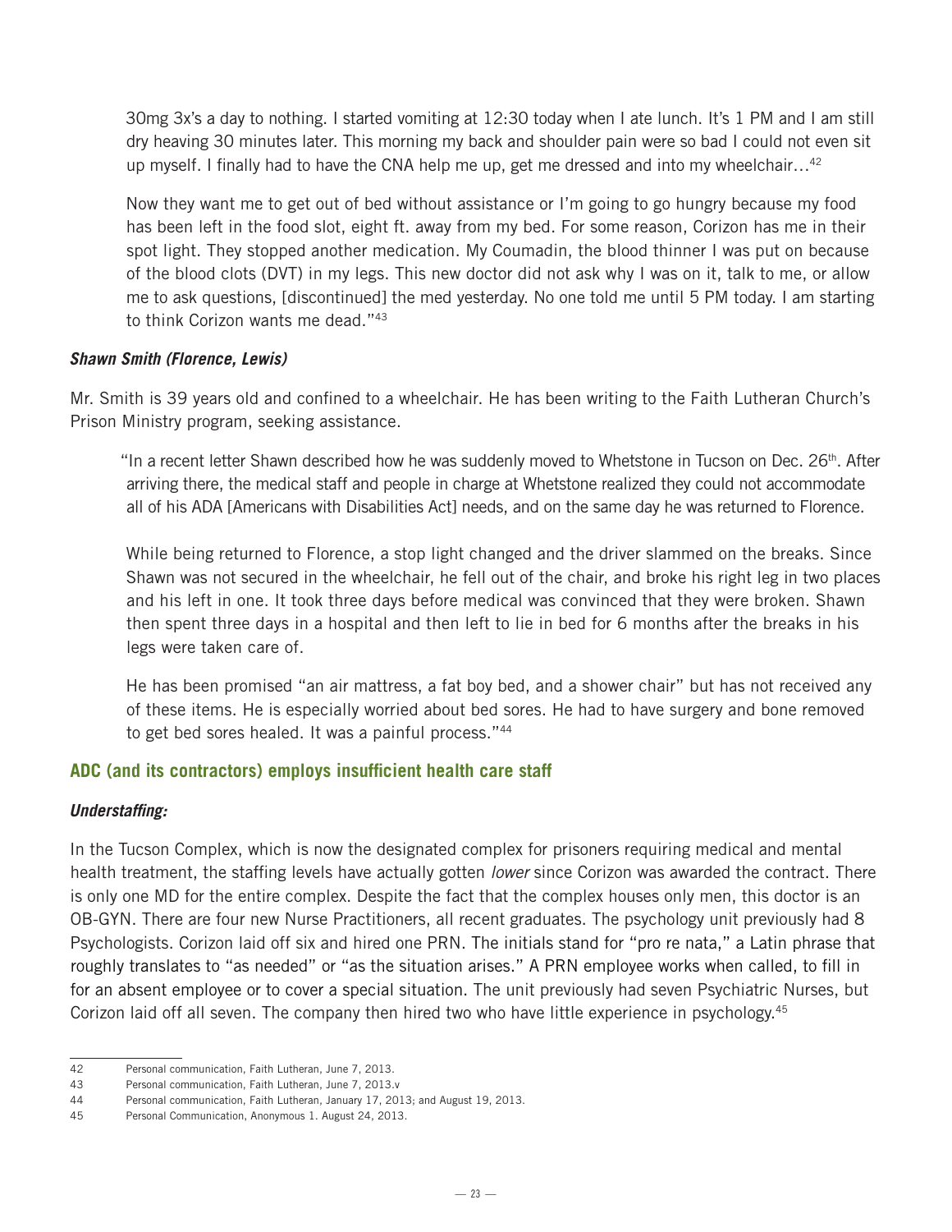30mg 3x's a day to nothing. I started vomiting at 12:30 today when I ate lunch. It's 1 PM and I am still dry heaving 30 minutes later. This morning my back and shoulder pain were so bad I could not even sit up myself. I finally had to have the CNA help me up, get me dressed and into my wheelchair…[42]

Now they want me to get out of bed without assistance or I'm going to go hungry because my food has been left in the food slot, eight ft. away from my bed. For some reason, Corizon has me in their spot light. They stopped another medication. My Coumadin, the blood thinner I was put on because of the blood clots (DVT) in my legs. This new doctor did not ask why I was on it, talk to me, or allow me to ask questions, [discontinued] the med yesterday. No one told me until 5 PM today. I am starting to think Corizon wants me dead."[43]

### *Shawn Smith (Florence, Lewis)*

Mr. Smith is 39 years old and confined to a wheelchair. He has been writing to the Faith Lutheran Church's Prison Ministry program, seeking assistance.

> "In a recent letter Shawn described how he was suddenly moved to Whetstone in Tucson on Dec. 26th. After arriving there, the medical staff and people in charge at Whetstone realized they could not accommodate all of his ADA [Americans with Disabilities Act] needs, and on the same day he was returned to Florence.
>
> While being returned to Florence, a stop light changed and the driver slammed on the breaks. Since Shawn was not secured in the wheelchair, he fell out of the chair, and broke his right leg in two places and his left in one. It took three days before medical was convinced that they were broken. Shawn then spent three days in a hospital and then left to lie in bed for 6 months after the breaks in his legs were taken care of.
>
> He has been promised "an air mattress, a fat boy bed, and a shower chair" but has not received any of these items. He is especially worried about bed sores. He had to have surgery and bone removed to get bed sores healed. It was a painful process."[44]

## ADC (and its contractors) employs insufficient health care staff

### *Understaffing:*

In the Tucson Complex, which is now the designated complex for prisoners requiring medical and mental health treatment, the staffing levels have actually gotten *lower* since Corizon was awarded the contract. There is only one MD for the entire complex. Despite the fact that the complex houses only men, this doctor is an OB-GYN. There are four new Nurse Practitioners, all recent graduates. The psychology unit previously had 8 Psychologists. Corizon laid off six and hired one PRN. The initials stand for "pro re nata," a Latin phrase that roughly translates to "as needed" or "as the situation arises." A PRN employee works when called, to fill in for an absent employee or to cover a special situation. The unit previously had seven Psychiatric Nurses, but Corizon laid off all seven. The company then hired two who have little experience in psychology.[45]

---

42 Personal communication, Faith Lutheran, June 7, 2013.

43 Personal communication, Faith Lutheran, June 7, 2013.v

44 Personal communication, Faith Lutheran, January 17, 2013; and August 19, 2013.

45 Personal Communication, Anonymous 1. August 24, 2013.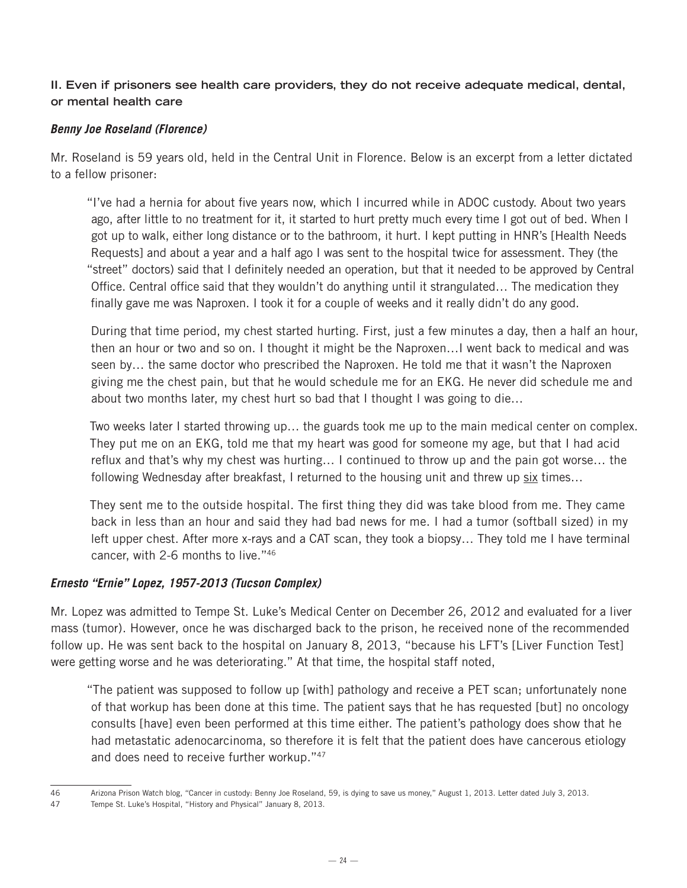## II. Even if prisoners see health care providers, they do not receive adequate medical, dental, or mental health care

### *Benny Joe Roseland (Florence)*

Mr. Roseland is 59 years old, held in the Central Unit in Florence. Below is an excerpt from a letter dictated to a fellow prisoner:

> "I've had a hernia for about five years now, which I incurred while in ADOC custody. About two years ago, after little to no treatment for it, it started to hurt pretty much every time I got out of bed. When I got up to walk, either long distance or to the bathroom, it hurt. I kept putting in HNR's [Health Needs Requests] and about a year and a half ago I was sent to the hospital twice for assessment. They (the "street" doctors) said that I definitely needed an operation, but that it needed to be approved by Central Office. Central office said that they wouldn't do anything until it strangulated… The medication they finally gave me was Naproxen. I took it for a couple of weeks and it really didn't do any good.
>
> During that time period, my chest started hurting. First, just a few minutes a day, then a half an hour, then an hour or two and so on. I thought it might be the Naproxen…I went back to medical and was seen by… the same doctor who prescribed the Naproxen. He told me that it wasn't the Naproxen giving me the chest pain, but that he would schedule me for an EKG. He never did schedule me and about two months later, my chest hurt so bad that I thought I was going to die…
>
> Two weeks later I started throwing up… the guards took me up to the main medical center on complex. They put me on an EKG, told me that my heart was good for someone my age, but that I had acid reflux and that's why my chest was hurting… I continued to throw up and the pain got worse… the following Wednesday after breakfast, I returned to the housing unit and threw up <u>six</u> times…
>
> They sent me to the outside hospital. The first thing they did was take blood from me. They came back in less than an hour and said they had bad news for me. I had a tumor (softball sized) in my left upper chest. After more x-rays and a CAT scan, they took a biopsy… They told me I have terminal cancer, with 2-6 months to live."[46]

### *Ernesto "Ernie" Lopez, 1957-2013 (Tucson Complex)*

Mr. Lopez was admitted to Tempe St. Luke's Medical Center on December 26, 2012 and evaluated for a liver mass (tumor). However, once he was discharged back to the prison, he received none of the recommended follow up. He was sent back to the hospital on January 8, 2013, "because his LFT's [Liver Function Test] were getting worse and he was deteriorating." At that time, the hospital staff noted,

> "The patient was supposed to follow up [with] pathology and receive a PET scan; unfortunately none of that workup has been done at this time. The patient says that he has requested [but] no oncology consults [have] even been performed at this time either. The patient's pathology does show that he had metastatic adenocarcinoma, so therefore it is felt that the patient does have cancerous etiology and does need to receive further workup."[47]

---

46 Arizona Prison Watch blog, "Cancer in custody: Benny Joe Roseland, 59, is dying to save us money," August 1, 2013. Letter dated July 3, 2013.

47 Tempe St. Luke's Hospital, "History and Physical" January 8, 2013.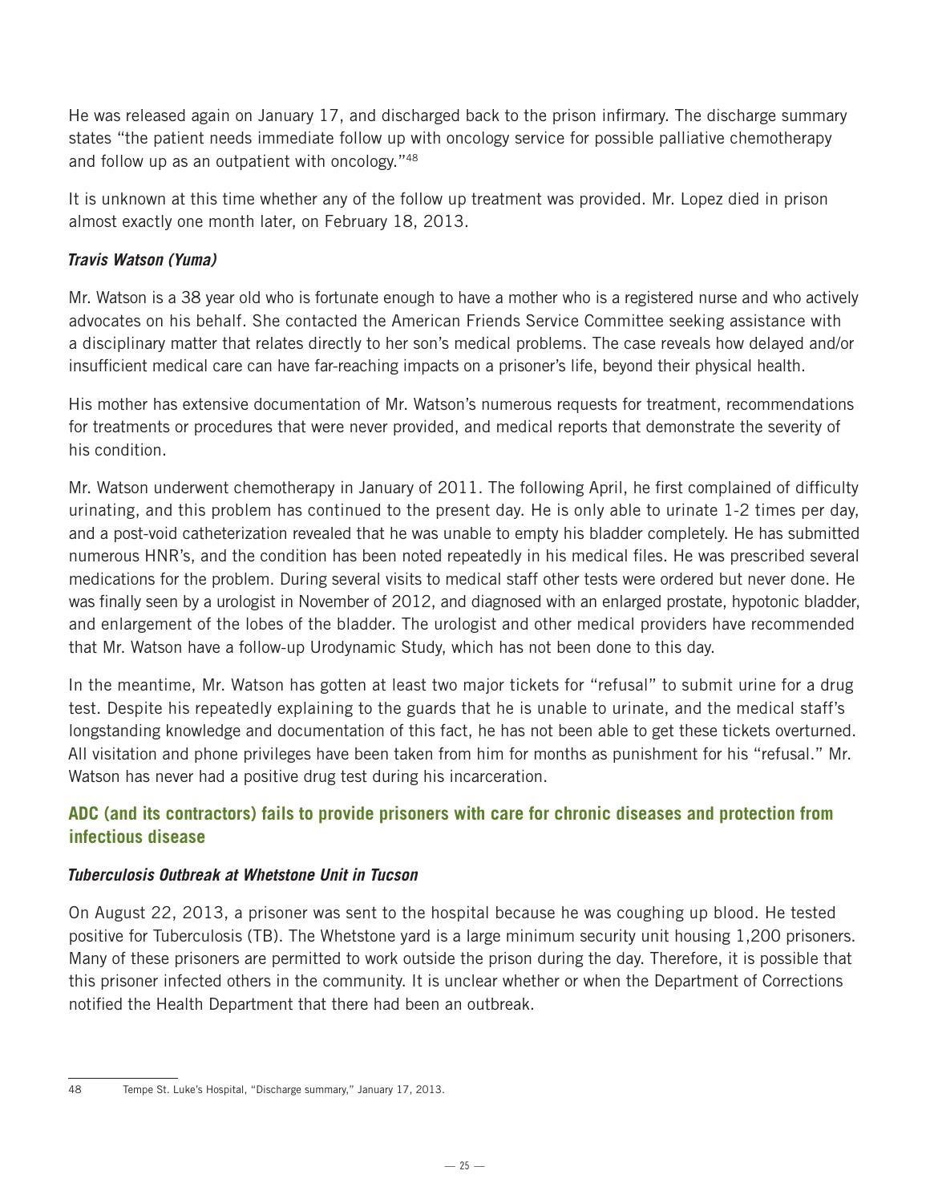He was released again on January 17, and discharged back to the prison infirmary. The discharge summary states "the patient needs immediate follow up with oncology service for possible palliative chemotherapy and follow up as an outpatient with oncology."[48]

It is unknown at this time whether any of the follow up treatment was provided. Mr. Lopez died in prison almost exactly one month later, on February 18, 2013.

### *Travis Watson (Yuma)*

Mr. Watson is a 38 year old who is fortunate enough to have a mother who is a registered nurse and who actively advocates on his behalf. She contacted the American Friends Service Committee seeking assistance with a disciplinary matter that relates directly to her son's medical problems. The case reveals how delayed and/or insufficient medical care can have far-reaching impacts on a prisoner's life, beyond their physical health.

His mother has extensive documentation of Mr. Watson's numerous requests for treatment, recommendations for treatments or procedures that were never provided, and medical reports that demonstrate the severity of his condition.

Mr. Watson underwent chemotherapy in January of 2011. The following April, he first complained of difficulty urinating, and this problem has continued to the present day. He is only able to urinate 1-2 times per day, and a post-void catheterization revealed that he was unable to empty his bladder completely. He has submitted numerous HNR's, and the condition has been noted repeatedly in his medical files. He was prescribed several medications for the problem. During several visits to medical staff other tests were ordered but never done. He was finally seen by a urologist in November of 2012, and diagnosed with an enlarged prostate, hypotonic bladder, and enlargement of the lobes of the bladder. The urologist and other medical providers have recommended that Mr. Watson have a follow-up Urodynamic Study, which has not been done to this day.

In the meantime, Mr. Watson has gotten at least two major tickets for "refusal" to submit urine for a drug test. Despite his repeatedly explaining to the guards that he is unable to urinate, and the medical staff's longstanding knowledge and documentation of this fact, he has not been able to get these tickets overturned. All visitation and phone privileges have been taken from him for months as punishment for his "refusal." Mr. Watson has never had a positive drug test during his incarceration.

## ADC (and its contractors) fails to provide prisoners with care for chronic diseases and protection from infectious disease

### *Tuberculosis Outbreak at Whetstone Unit in Tucson*

On August 22, 2013, a prisoner was sent to the hospital because he was coughing up blood. He tested positive for Tuberculosis (TB). The Whetstone yard is a large minimum security unit housing 1,200 prisoners. Many of these prisoners are permitted to work outside the prison during the day. Therefore, it is possible that this prisoner infected others in the community. It is unclear whether or when the Department of Corrections notified the Health Department that there had been an outbreak.

---

48 Tempe St. Luke's Hospital, "Discharge summary," January 17, 2013.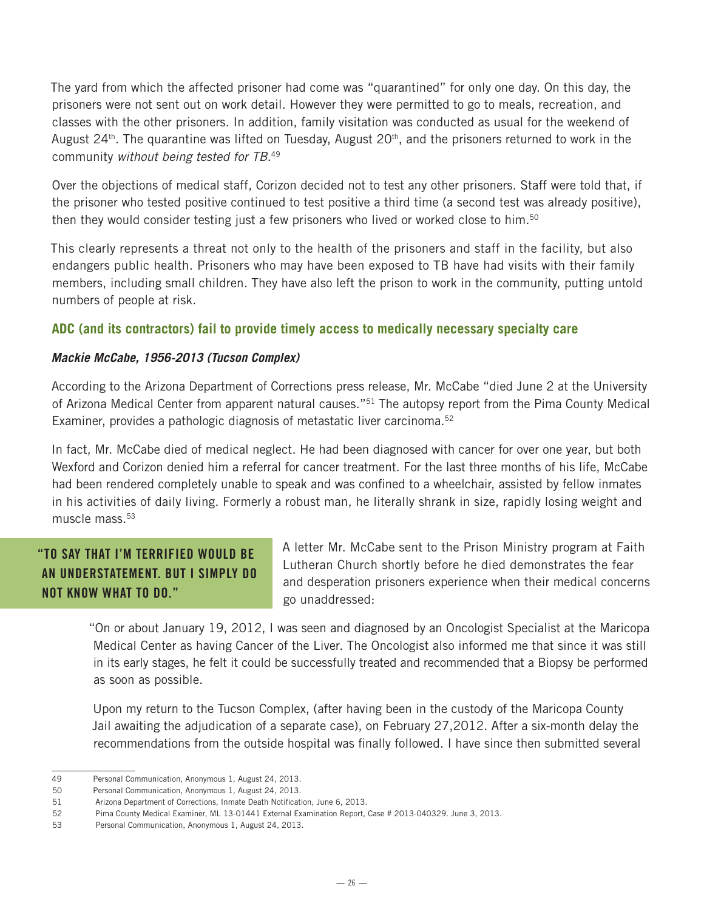The yard from which the affected prisoner had come was "quarantined" for only one day. On this day, the prisoners were not sent out on work detail. However they were permitted to go to meals, recreation, and classes with the other prisoners. In addition, family visitation was conducted as usual for the weekend of August 24th. The quarantine was lifted on Tuesday, August 20th, and the prisoners returned to work in the community *without being tested for TB*.[49]

Over the objections of medical staff, Corizon decided not to test any other prisoners. Staff were told that, if the prisoner who tested positive continued to test positive a third time (a second test was already positive), then they would consider testing just a few prisoners who lived or worked close to him.[50]

This clearly represents a threat not only to the health of the prisoners and staff in the facility, but also endangers public health. Prisoners who may have been exposed to TB have had visits with their family members, including small children. They have also left the prison to work in the community, putting untold numbers of people at risk.

### ADC (and its contractors) fail to provide timely access to medically necessary specialty care

#### *Mackie McCabe, 1956-2013 (Tucson Complex)*

According to the Arizona Department of Corrections press release, Mr. McCabe "died June 2 at the University of Arizona Medical Center from apparent natural causes."[51] The autopsy report from the Pima County Medical Examiner, provides a pathologic diagnosis of metastatic liver carcinoma.[52]

In fact, Mr. McCabe died of medical neglect. He had been diagnosed with cancer for over one year, but both Wexford and Corizon denied him a referral for cancer treatment. For the last three months of his life, McCabe had been rendered completely unable to speak and was confined to a wheelchair, assisted by fellow inmates in his activities of daily living. Formerly a robust man, he literally shrank in size, rapidly losing weight and muscle mass.[53]

**"TO SAY THAT I'M TERRIFIED WOULD BE AN UNDERSTATEMENT. BUT I SIMPLY DO NOT KNOW WHAT TO DO."**

A letter Mr. McCabe sent to the Prison Ministry program at Faith Lutheran Church shortly before he died demonstrates the fear and desperation prisoners experience when their medical concerns go unaddressed:

> "On or about January 19, 2012, I was seen and diagnosed by an Oncologist Specialist at the Maricopa Medical Center as having Cancer of the Liver. The Oncologist also informed me that since it was still in its early stages, he felt it could be successfully treated and recommended that a Biopsy be performed as soon as possible.
>
> Upon my return to the Tucson Complex, (after having been in the custody of the Maricopa County Jail awaiting the adjudication of a separate case), on February 27,2012. After a six-month delay the recommendations from the outside hospital was finally followed. I have since then submitted several

---

49 Personal Communication, Anonymous 1, August 24, 2013.

50 Personal Communication, Anonymous 1, August 24, 2013.

51 Arizona Department of Corrections, Inmate Death Notification, June 6, 2013.

52 Pima County Medical Examiner, ML 13-01441 External Examination Report, Case # 2013-040329. June 3, 2013.

53 Personal Communication, Anonymous 1, August 24, 2013.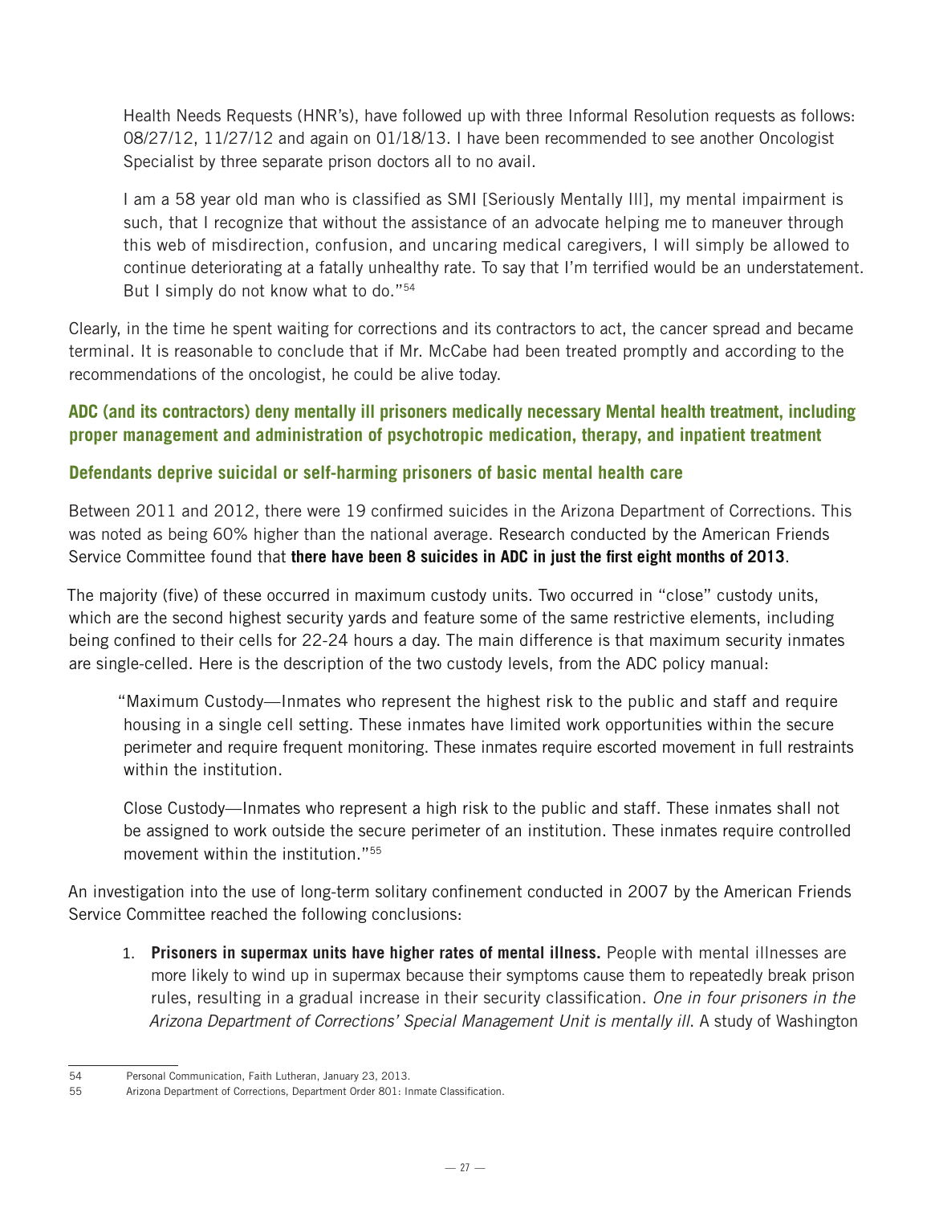Health Needs Requests (HNR's), have followed up with three Informal Resolution requests as follows: 08/27/12, 11/27/12 and again on 01/18/13. I have been recommended to see another Oncologist Specialist by three separate prison doctors all to no avail.

I am a 58 year old man who is classified as SMI [Seriously Mentally Ill], my mental impairment is such, that I recognize that without the assistance of an advocate helping me to maneuver through this web of misdirection, confusion, and uncaring medical caregivers, I will simply be allowed to continue deteriorating at a fatally unhealthy rate. To say that I'm terrified would be an understatement. But I simply do not know what to do."[54]

Clearly, in the time he spent waiting for corrections and its contractors to act, the cancer spread and became terminal. It is reasonable to conclude that if Mr. McCabe had been treated promptly and according to the recommendations of the oncologist, he could be alive today.

### ADC (and its contractors) deny mentally ill prisoners medically necessary Mental health treatment, including proper management and administration of psychotropic medication, therapy, and inpatient treatment

### Defendants deprive suicidal or self-harming prisoners of basic mental health care

Between 2011 and 2012, there were 19 confirmed suicides in the Arizona Department of Corrections. This was noted as being 60% higher than the national average. Research conducted by the American Friends Service Committee found that **there have been 8 suicides in ADC in just the first eight months of 2013**.

The majority (five) of these occurred in maximum custody units. Two occurred in "close" custody units, which are the second highest security yards and feature some of the same restrictive elements, including being confined to their cells for 22-24 hours a day. The main difference is that maximum security inmates are single-celled. Here is the description of the two custody levels, from the ADC policy manual:

"Maximum Custody—Inmates who represent the highest risk to the public and staff and require housing in a single cell setting. These inmates have limited work opportunities within the secure perimeter and require frequent monitoring. These inmates require escorted movement in full restraints within the institution.

Close Custody—Inmates who represent a high risk to the public and staff. These inmates shall not be assigned to work outside the secure perimeter of an institution. These inmates require controlled movement within the institution."[55]

An investigation into the use of long-term solitary confinement conducted in 2007 by the American Friends Service Committee reached the following conclusions:

1. **Prisoners in supermax units have higher rates of mental illness.** People with mental illnesses are more likely to wind up in supermax because their symptoms cause them to repeatedly break prison rules, resulting in a gradual increase in their security classification. *One in four prisoners in the Arizona Department of Corrections' Special Management Unit is mentally ill*. A study of Washington

---

54 Personal Communication, Faith Lutheran, January 23, 2013.

55 Arizona Department of Corrections, Department Order 801: Inmate Classification.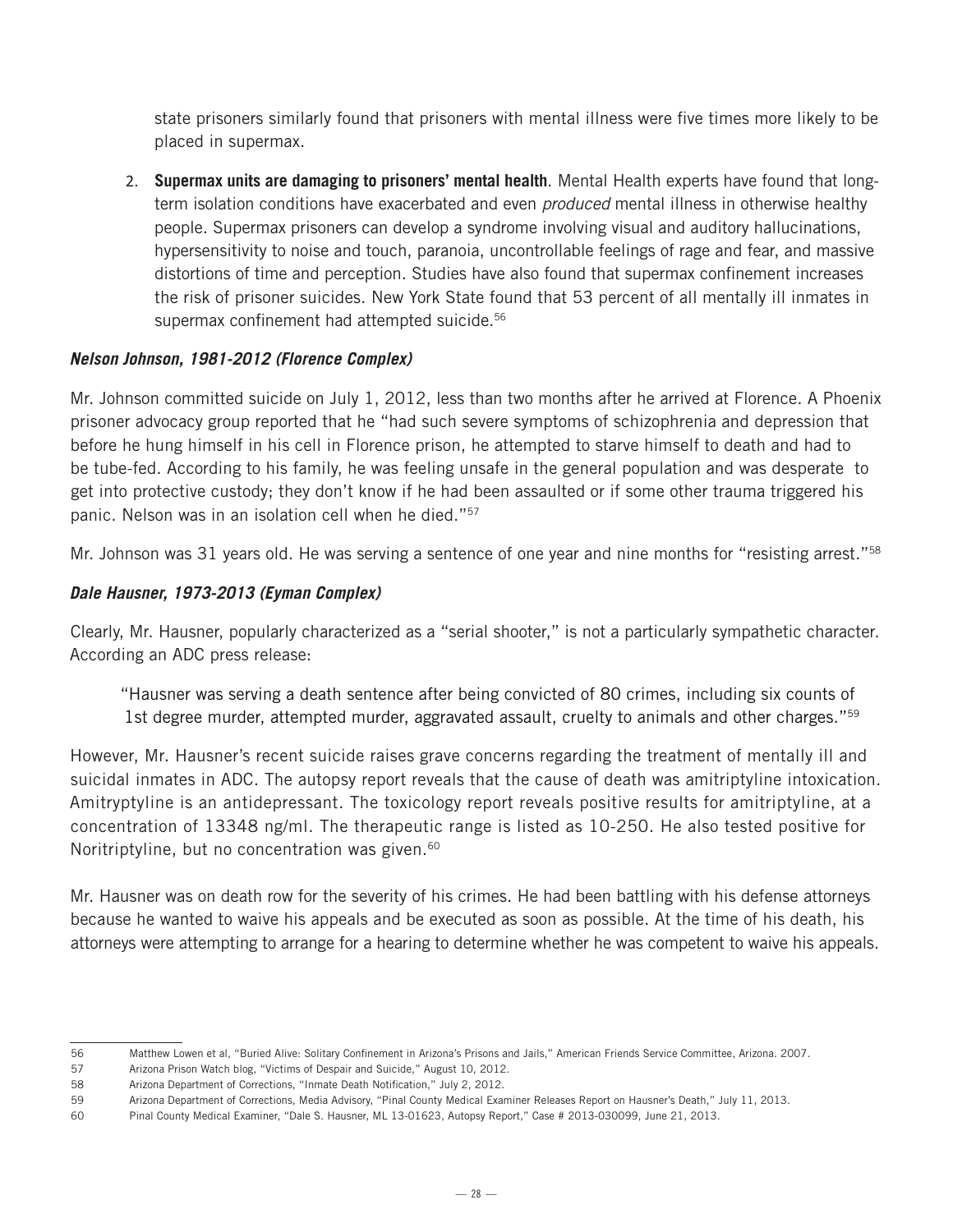state prisoners similarly found that prisoners with mental illness were five times more likely to be placed in supermax.

2. **Supermax units are damaging to prisoners' mental health**. Mental Health experts have found that long-term isolation conditions have exacerbated and even *produced* mental illness in otherwise healthy people. Supermax prisoners can develop a syndrome involving visual and auditory hallucinations, hypersensitivity to noise and touch, paranoia, uncontrollable feelings of rage and fear, and massive distortions of time and perception. Studies have also found that supermax confinement increases the risk of prisoner suicides. New York State found that 53 percent of all mentally ill inmates in supermax confinement had attempted suicide.[56]

***Nelson Johnson, 1981-2012 (Florence Complex)***

Mr. Johnson committed suicide on July 1, 2012, less than two months after he arrived at Florence. A Phoenix prisoner advocacy group reported that he "had such severe symptoms of schizophrenia and depression that before he hung himself in his cell in Florence prison, he attempted to starve himself to death and had to be tube-fed. According to his family, he was feeling unsafe in the general population and was desperate to get into protective custody; they don't know if he had been assaulted or if some other trauma triggered his panic. Nelson was in an isolation cell when he died."[57]

Mr. Johnson was 31 years old. He was serving a sentence of one year and nine months for "resisting arrest."[58]

***Dale Hausner, 1973-2013 (Eyman Complex)***

Clearly, Mr. Hausner, popularly characterized as a "serial shooter," is not a particularly sympathetic character. According an ADC press release:

> "Hausner was serving a death sentence after being convicted of 80 crimes, including six counts of 1st degree murder, attempted murder, aggravated assault, cruelty to animals and other charges."[59]

However, Mr. Hausner's recent suicide raises grave concerns regarding the treatment of mentally ill and suicidal inmates in ADC. The autopsy report reveals that the cause of death was amitriptyline intoxication. Amitryptyline is an antidepressant. The toxicology report reveals positive results for amitriptyline, at a concentration of 13348 ng/ml. The therapeutic range is listed as 10-250. He also tested positive for Noritriptyline, but no concentration was given.[60]

Mr. Hausner was on death row for the severity of his crimes. He had been battling with his defense attorneys because he wanted to waive his appeals and be executed as soon as possible. At the time of his death, his attorneys were attempting to arrange for a hearing to determine whether he was competent to waive his appeals.

---

56 Matthew Lowen et al, "Buried Alive: Solitary Confinement in Arizona's Prisons and Jails," American Friends Service Committee, Arizona. 2007.

57 Arizona Prison Watch blog, "Victims of Despair and Suicide," August 10, 2012.

58 Arizona Department of Corrections, "Inmate Death Notification," July 2, 2012.

59 Arizona Department of Corrections, Media Advisory, "Pinal County Medical Examiner Releases Report on Hausner's Death," July 11, 2013.

60 Pinal County Medical Examiner, "Dale S. Hausner, ML 13-01623, Autopsy Report," Case # 2013-030099, June 21, 2013.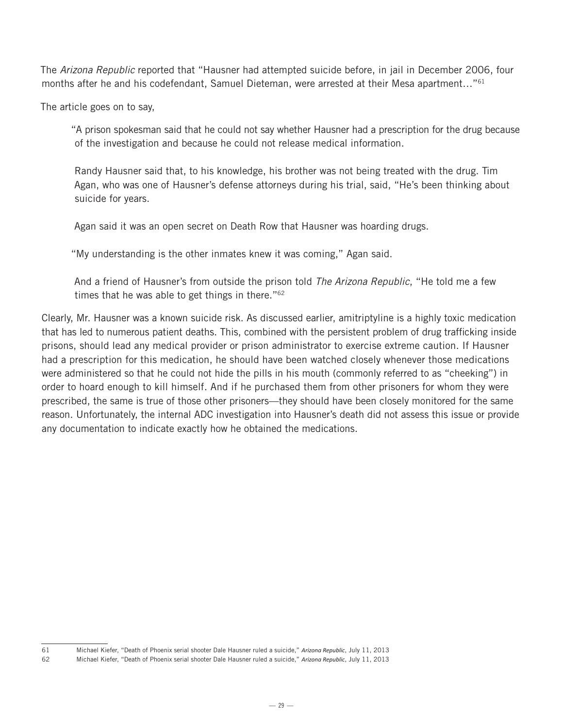The *Arizona Republic* reported that "Hausner had attempted suicide before, in jail in December 2006, four months after he and his codefendant, Samuel Dieteman, were arrested at their Mesa apartment…"[61]

The article goes on to say,

> "A prison spokesman said that he could not say whether Hausner had a prescription for the drug because of the investigation and because he could not release medical information.
>
> Randy Hausner said that, to his knowledge, his brother was not being treated with the drug. Tim Agan, who was one of Hausner's defense attorneys during his trial, said, "He's been thinking about suicide for years.
>
> Agan said it was an open secret on Death Row that Hausner was hoarding drugs.
>
> "My understanding is the other inmates knew it was coming," Agan said.
>
> And a friend of Hausner's from outside the prison told *The Arizona Republic*, "He told me a few times that he was able to get things in there."[62]

Clearly, Mr. Hausner was a known suicide risk. As discussed earlier, amitriptyline is a highly toxic medication that has led to numerous patient deaths. This, combined with the persistent problem of drug trafficking inside prisons, should lead any medical provider or prison administrator to exercise extreme caution. If Hausner had a prescription for this medication, he should have been watched closely whenever those medications were administered so that he could not hide the pills in his mouth (commonly referred to as "cheeking") in order to hoard enough to kill himself. And if he purchased them from other prisoners for whom they were prescribed, the same is true of those other prisoners—they should have been closely monitored for the same reason. Unfortunately, the internal ADC investigation into Hausner's death did not assess this issue or provide any documentation to indicate exactly how he obtained the medications.

---

61 Michael Kiefer, "Death of Phoenix serial shooter Dale Hausner ruled a suicide," *Arizona Republic*, July 11, 2013

62 Michael Kiefer, "Death of Phoenix serial shooter Dale Hausner ruled a suicide," *Arizona Republic*, July 11, 2013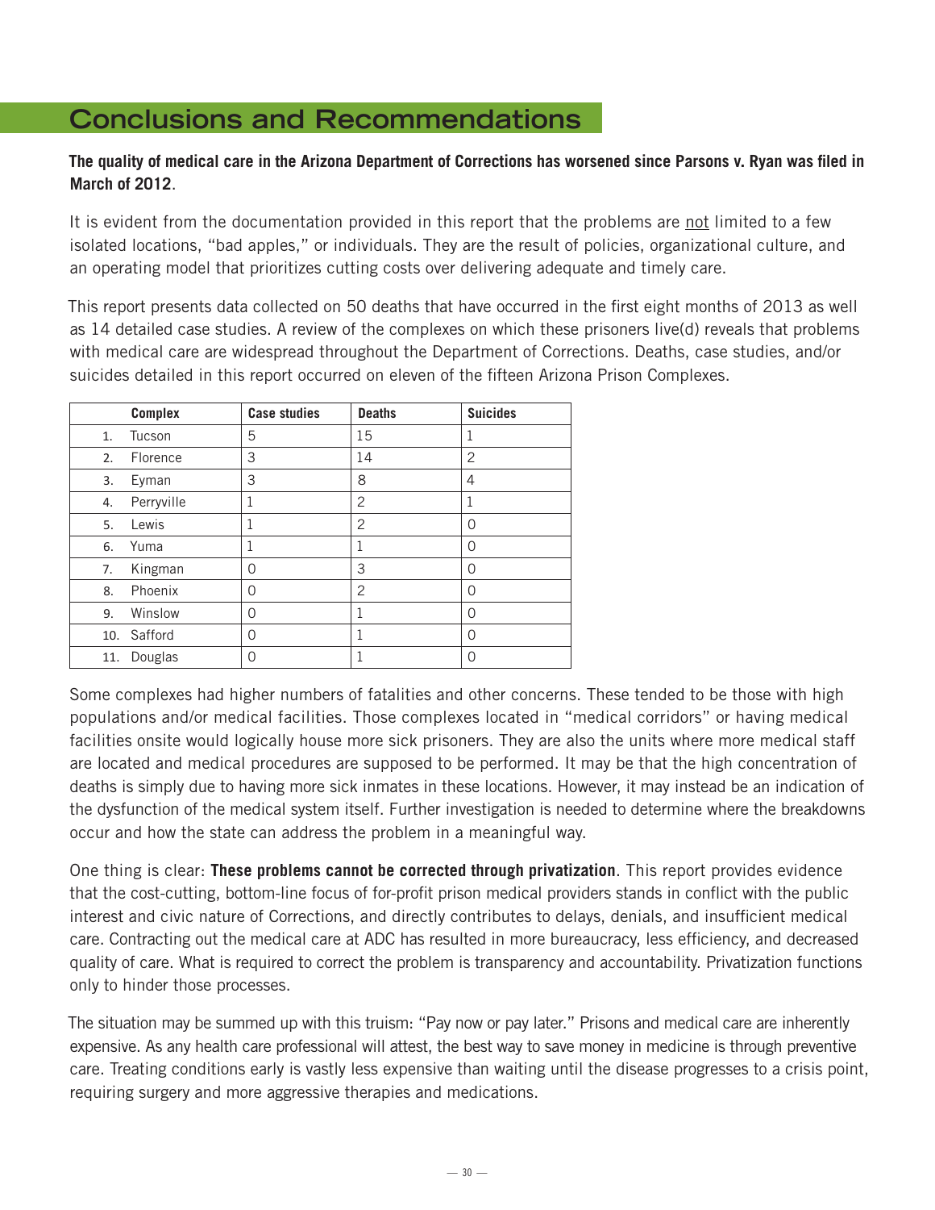## Conclusions and Recommendations

**The quality of medical care in the Arizona Department of Corrections has worsened since Parsons v. Ryan was filed in March of 2012**.

It is evident from the documentation provided in this report that the problems are <u>not</u> limited to a few isolated locations, "bad apples," or individuals. They are the result of policies, organizational culture, and an operating model that prioritizes cutting costs over delivering adequate and timely care.

This report presents data collected on 50 deaths that have occurred in the first eight months of 2013 as well as 14 detailed case studies. A review of the complexes on which these prisoners live(d) reveals that problems with medical care are widespread throughout the Department of Corrections. Deaths, case studies, and/or suicides detailed in this report occurred on eleven of the fifteen Arizona Prison Complexes.

| Complex | Case studies | Deaths | Suicides |
|---|---|---|---|
| 1. Tucson | 5 | 15 | 1 |
| 2. Florence | 3 | 14 | 2 |
| 3. Eyman | 3 | 8 | 4 |
| 4. Perryville | 1 | 2 | 1 |
| 5. Lewis | 1 | 2 | 0 |
| 6. Yuma | 1 | 1 | 0 |
| 7. Kingman | 0 | 3 | 0 |
| 8. Phoenix | 0 | 2 | 0 |
| 9. Winslow | 0 | 1 | 0 |
| 10. Safford | 0 | 1 | 0 |
| 11. Douglas | 0 | 1 | 0 |

Some complexes had higher numbers of fatalities and other concerns. These tended to be those with high populations and/or medical facilities. Those complexes located in "medical corridors" or having medical facilities onsite would logically house more sick prisoners. They are also the units where more medical staff are located and medical procedures are supposed to be performed. It may be that the high concentration of deaths is simply due to having more sick inmates in these locations. However, it may instead be an indication of the dysfunction of the medical system itself. Further investigation is needed to determine where the breakdowns occur and how the state can address the problem in a meaningful way.

One thing is clear: **These problems cannot be corrected through privatization**. This report provides evidence that the cost-cutting, bottom-line focus of for-profit prison medical providers stands in conflict with the public interest and civic nature of Corrections, and directly contributes to delays, denials, and insufficient medical care. Contracting out the medical care at ADC has resulted in more bureaucracy, less efficiency, and decreased quality of care. What is required to correct the problem is transparency and accountability. Privatization functions only to hinder those processes.

The situation may be summed up with this truism: "Pay now or pay later." Prisons and medical care are inherently expensive. As any health care professional will attest, the best way to save money in medicine is through preventive care. Treating conditions early is vastly less expensive than waiting until the disease progresses to a crisis point, requiring surgery and more aggressive therapies and medications.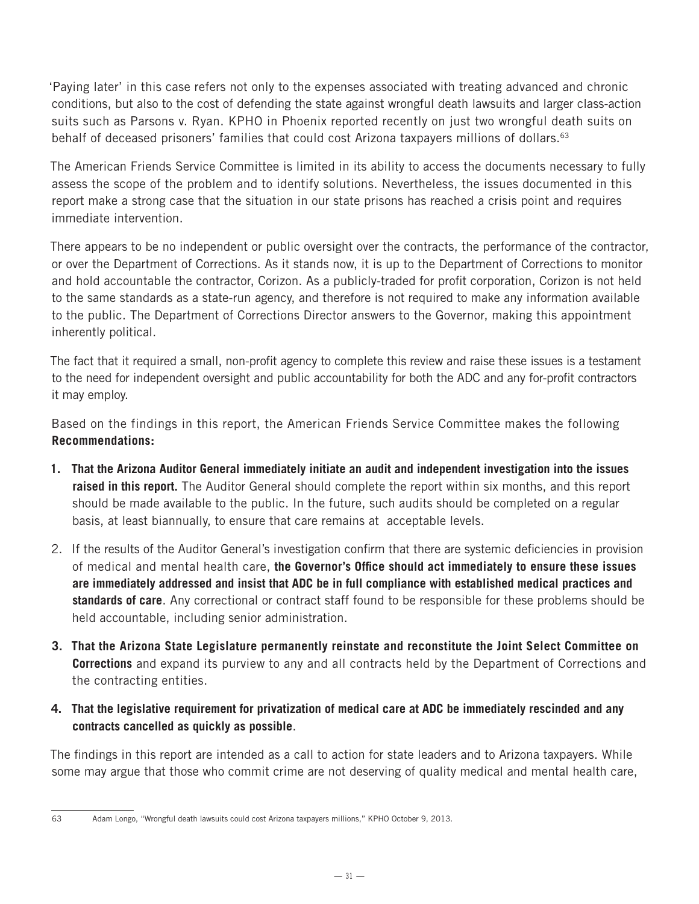'Paying later' in this case refers not only to the expenses associated with treating advanced and chronic conditions, but also to the cost of defending the state against wrongful death lawsuits and larger class-action suits such as Parsons v. Ryan. KPHO in Phoenix reported recently on just two wrongful death suits on behalf of deceased prisoners' families that could cost Arizona taxpayers millions of dollars.[63]

The American Friends Service Committee is limited in its ability to access the documents necessary to fully assess the scope of the problem and to identify solutions. Nevertheless, the issues documented in this report make a strong case that the situation in our state prisons has reached a crisis point and requires immediate intervention.

There appears to be no independent or public oversight over the contracts, the performance of the contractor, or over the Department of Corrections. As it stands now, it is up to the Department of Corrections to monitor and hold accountable the contractor, Corizon. As a publicly-traded for profit corporation, Corizon is not held to the same standards as a state-run agency, and therefore is not required to make any information available to the public. The Department of Corrections Director answers to the Governor, making this appointment inherently political.

The fact that it required a small, non-profit agency to complete this review and raise these issues is a testament to the need for independent oversight and public accountability for both the ADC and any for-profit contractors it may employ.

Based on the findings in this report, the American Friends Service Committee makes the following **Recommendations:**

1. **That the Arizona Auditor General immediately initiate an audit and independent investigation into the issues raised in this report.** The Auditor General should complete the report within six months, and this report should be made available to the public. In the future, such audits should be completed on a regular basis, at least biannually, to ensure that care remains at acceptable levels.
2. If the results of the Auditor General's investigation confirm that there are systemic deficiencies in provision of medical and mental health care, **the Governor's Office should act immediately to ensure these issues are immediately addressed and insist that ADC be in full compliance with established medical practices and standards of care**. Any correctional or contract staff found to be responsible for these problems should be held accountable, including senior administration.
3. **That the Arizona State Legislature permanently reinstate and reconstitute the Joint Select Committee on Corrections** and expand its purview to any and all contracts held by the Department of Corrections and the contracting entities.
4. **That the legislative requirement for privatization of medical care at ADC be immediately rescinded and any contracts cancelled as quickly as possible**.

The findings in this report are intended as a call to action for state leaders and to Arizona taxpayers. While some may argue that those who commit crime are not deserving of quality medical and mental health care,

---

63 Adam Longo, "Wrongful death lawsuits could cost Arizona taxpayers millions," KPHO October 9, 2013.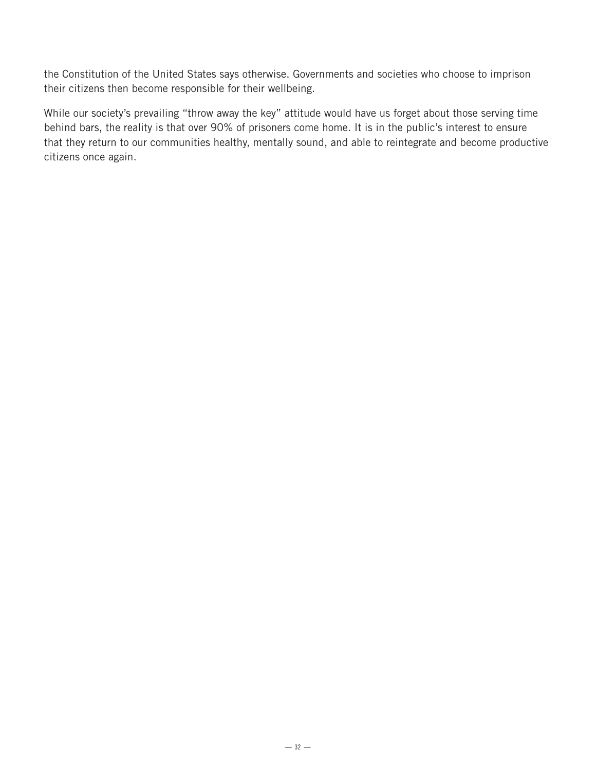the Constitution of the United States says otherwise. Governments and societies who choose to imprison their citizens then become responsible for their wellbeing.

While our society's prevailing "throw away the key" attitude would have us forget about those serving time behind bars, the reality is that over 90% of prisoners come home. It is in the public's interest to ensure that they return to our communities healthy, mentally sound, and able to reintegrate and become productive citizens once again.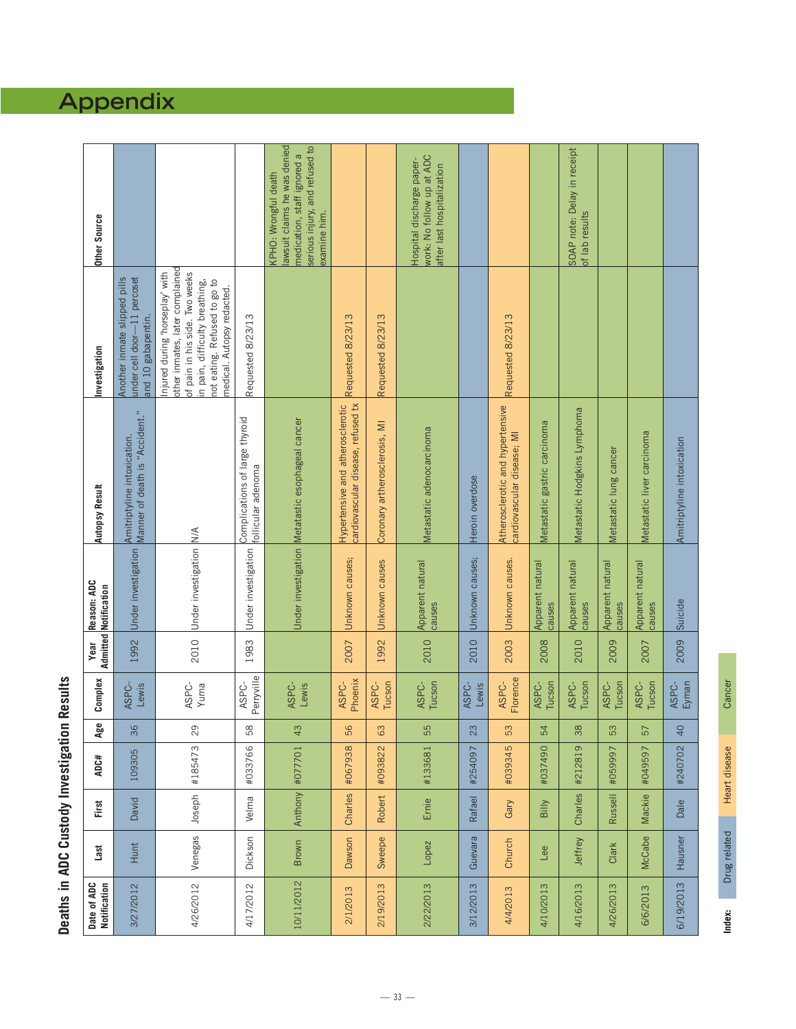# Appendix

## Deaths in ADC Custody Investigation Results

| Date of ADC Notification | Last | First | ADC# | Age | Complex | Year Admitted | Reason: ADC Notification | Autopsy Result | Investigation | Other Source |
|---|---|---|---|---|---|---|---|---|---|---|
| 3/27/2012 | Hunt | David | 109305 | 36 | ASPC-Lewis | 1992 | Under investigation | Amitriptyline intoxication. Manner of death is "Accident." | Another inmate slipped pills under cell door—11 percoset and 10 gabapentin. | |
| 4/26/2012 | Venegas | Joseph | #185473 | 29 | ASPC-Yuma | 2010 | Under investigation | N/A | Injured during 'horseplay' with other inmates, later complained of pain in his side. Two weeks in pain, difficulty breathing, not eating. Refused to go to medical. Autopsy redacted. | |
| 4/17/2012 | Dickson | Velma | #033766 | 58 | ASPC-Perryville | 1983 | Under investigation | Complications of large thyroid follicular adenoma | Requested 8/23/13 | |
| 10/11/2012 | Brown | Anthony | #077701 | 43 | ASPC-Lewis | | Under investigation | Metastatic esophageal cancer | | KPHO: Wrongful death lawsuit claims he was denied medication, staff ignored a serious injury, and refused to examine him. |
| 2/1/2013 | Dawson | Charles | #067938 | 56 | ASPC-Phoenix | 2007 | Unknown causes; | Hypertensive and atherosclerotic cardiovascular disease, refused tx | Requested 8/23/13 | |
| 2/19/2013 | Sweepe | Robert | #093822 | 63 | ASPC-Tucson | 1992 | Unknown causes | Coronary artherosclerosis, MI | Requested 8/23/13 | |
| 2/22/2013 | Lopez | Ernie | #133681 | 55 | ASPC-Tucson | 2010 | Apparent natural causes | Metastatic adenocarcinoma | | Hospital discharge paperwork: No follow up at ADC after last hospitalization |
| 3/12/2013 | Guevara | Rafael | #254097 | 23 | ASPC-Lewis | 2010 | Unknown causes; | Heroin overdose | | |
| 4/4/2013 | Church | Gary | #039345 | 53 | ASPC-Florence | 2003 | Unknown causes. | Atherosclerotic and hypertensive cardiovascular disease; MI | Requested 8/23/13 | |
| 4/10/2013 | Lee | Billy | #037490 | 54 | ASPC-Tucson | 2008 | Apparent natural causes | Metastatic gastric carcinoma | | |
| 4/16/2013 | Jeffrey | Charles | #212819 | 38 | ASPC-Tucson | 2010 | Apparent natural causes | Metastatic Hodgkins Lymphoma | | SOAP note: Delay in receipt of lab results |
| 4/26/2013 | Clark | Russell | #059997 | 53 | ASPC-Tucson | 2009 | Apparent natural causes | Metastatic lung cancer | | |
| 6/6/2013 | McCabe | Mackie | #049597 | 57 | ASPC-Tucson | 2007 | Apparent natural causes | Metastatic liver carcinoma | | |
| 6/19/2013 | Hausner | Dale | #240702 | 40 | ASPC-Eyman | 2009 | Suicide | Amitriptyline intoxication | | |

**Index:** Drug related | Heart disease | Cancer